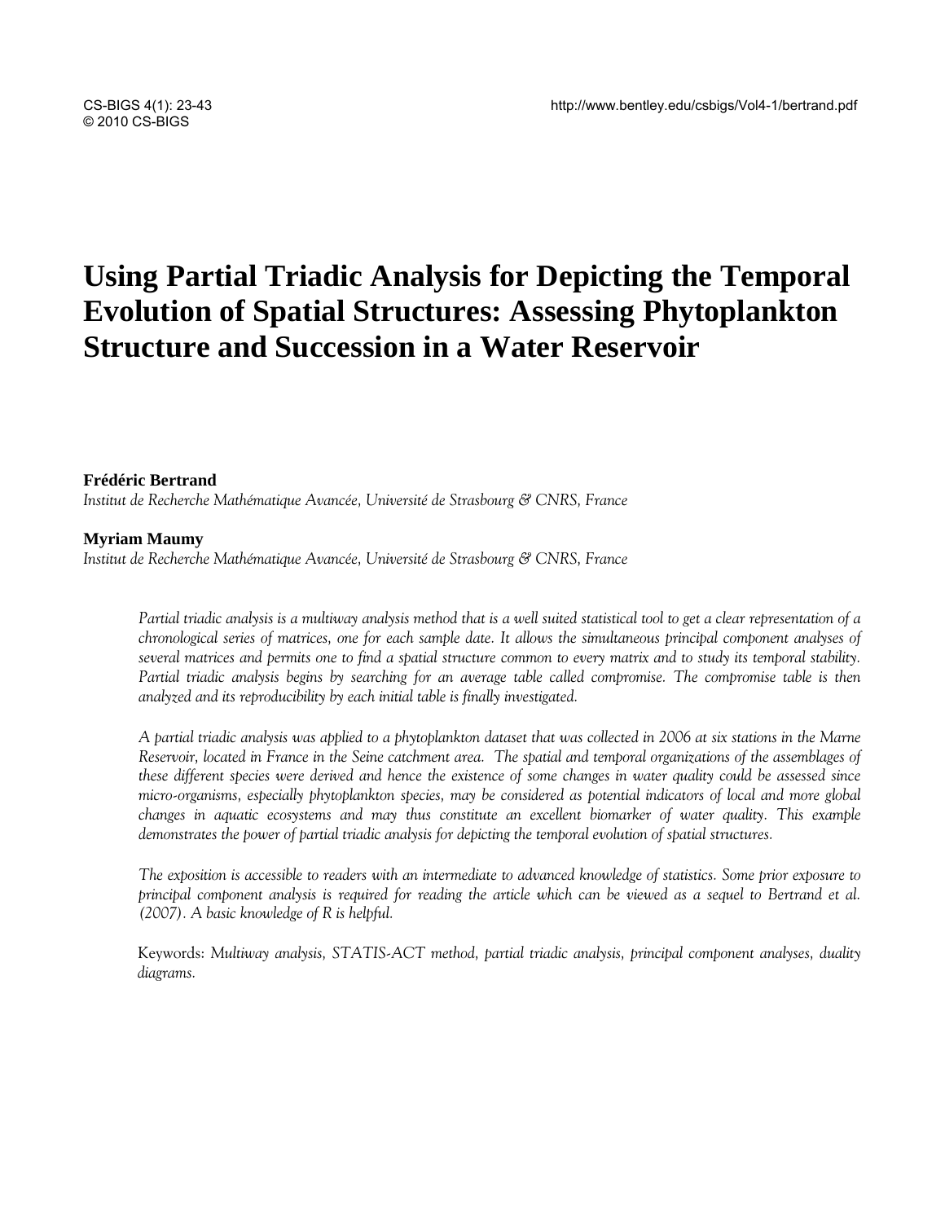# Using Partial Triadic Analysis for Depicting the Temporal Evolution of Spatial Structures: Assessing Phytoplankton Structure and Succession in a Water Reservoir

**Frédéric Bertrand**

*Institut de Recherche Mathématique Avancée, Université de Strasbourg & CNRS, France*

**Myriam Maumy**

*Institut de Recherche Mathématique Avancée, Université de Strasbourg & CNRS, France*

*Partial triadic analysis is a multiway analysis method that is a well suited statistical tool to get a clear representation of a chronological series of matrices, one for each sample date. It allows the simultaneous principal component analyses of several matrices and permits one to find a spatial structure common to every matrix and to study its temporal stability. Partial triadic analysis begins by searching for an average table called compromise. The compromise table is then analyzed and its reproducibility by each initial table is finally investigated.*

*A partial triadic analysis was applied to a phytoplankton dataset that was collected in 2006 at six stations in the Marne Reservoir, located in France in the Seine catchment area. The spatial and temporal organizations of the assemblages of these different species were derived and hence the existence of some changes in water quality could be assessed since micro-organisms, especially phytoplankton species, may be considered as potential indicators of local and more global changes in aquatic ecosystems and may thus constitute an excellent biomarker of water quality. This example demonstrates the power of partial triadic analysis for depicting the temporal evolution of spatial structures.*

*The exposition is accessible to readers with an intermediate to advanced knowledge of statistics. Some prior exposure to principal component analysis is required for reading the article which can be viewed as a sequel to Bertrand et al. (2007). A basic knowledge of R is helpful.*

Keywords: *Multiway analysis, STATIS-ACT method, partial triadic analysis, principal component analyses, duality diagrams.*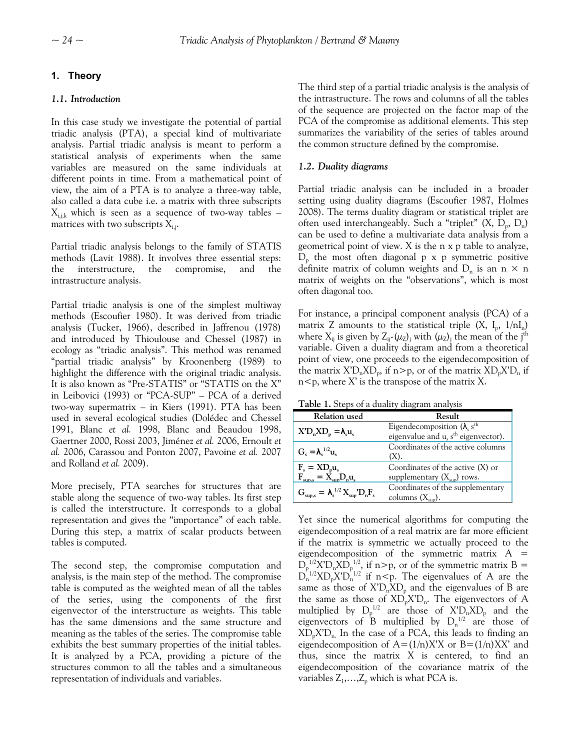## 1. Theory

### *1.1. Introduction*

In this case study we investigate the potential of partial triadic analysis (PTA), a special kind of multivariate analysis. Partial triadic analysis is meant to perform a statistical analysis of experiments when the same variables are measured on the same individuals at different points in time. From a mathematical point of view, the aim of a PTA is to analyze a three-way table, also called a data cube i.e. a matrix with three subscripts $X_{i,j,k}$ which is seen as a sequence of two-way tables – matrices with two subscripts $X_{i,j}$.

Partial triadic analysis belongs to the family of STATIS methods (Lavit 1988). It involves three essential steps: the interstructure, the compromise, and the intrastructure analysis.

Partial triadic analysis is one of the simplest multiway methods (Escoufier 1980). It was derived from triadic analysis (Tucker, 1966), described in Jaffrenou (1978) and introduced by Thioulouse and Chessel (1987) in ecology as "triadic analysis". This method was renamed "partial triadic analysis" by Kroonenberg (1989) to highlight the difference with the original triadic analysis. It is also known as "Pre-STATIS" or "STATIS on the X" in Leibovici (1993) or "PCA-SUP" – PCA of a derived two-way supermatrix – in Kiers (1991). PTA has been used in several ecological studies (Dolédec and Chessel 1991, Blanc *et al.* 1998, Blanc and Beaudou 1998, Gaertner 2000, Rossi 2003, Jiménez *et al.* 2006, Ernoult *et al.* 2006, Carassou and Ponton 2007, Pavoine *et al.* 2007 and Rolland *et al.* 2009).

More precisely, PTA searches for structures that are stable along the sequence of two-way tables. Its first step is called the interstructure. It corresponds to a global representation and gives the "importance" of each table. During this step, a matrix of scalar products between tables is computed.

The second step, the compromise computation and analysis, is the main step of the method. The compromise table is computed as the weighted mean of all the tables of the series, using the components of the first eigenvector of the interstructure as weights. This table has the same dimensions and the same structure and meaning as the tables of the series. The compromise table exhibits the best summary properties of the initial tables. It is analyzed by a PCA, providing a picture of the structures common to all the tables and a simultaneous representation of individuals and variables.

The third step of a partial triadic analysis is the analysis of the intrastructure. The rows and columns of all the tables of the sequence are projected on the factor map of the PCA of the compromise as additional elements. This step summarizes the variability of the series of tables around the common structure defined by the compromise.

### *1.2. Duality diagrams*

Partial triadic analysis can be included in a broader setting using duality diagrams (Escoufier 1987, Holmes 2008). The terms duality diagram or statistical triplet are often used interchangeably. Such a "triplet" $(X, D_p, D_n)$ can be used to define a multivariate data analysis from a geometrical point of view. X is the n x p table to analyze, $D_p$ the most often diagonal p x p symmetric positive definite matrix of column weights and $D_n$ is an $n \times n$ matrix of weights on the "observations", which is most often diagonal too.

For instance, a principal component analysis (PCA) of a matrix Z amounts to the statistical triple $(X, I_p, 1/nI_n)$ where $X_{ij}$ is given by $Z_{ij}-(\mu_Z)_j$ with $(\mu_Z)_j$ the mean of the $j^{th}$ variable. Given a duality diagram and from a theoretical point of view, one proceeds to the eigendecomposition of the matrix $X'D_nXD_p$, if $n>p$, or of the matrix $XD_pX'D_n$ if $n<p$, where X' is the transpose of the matrix X.

**Table 1.** Steps of a duality diagram analysis

| Relation used | Result |
|---|---|
| $X'D_nXD_p = \lambda_s u_s$ | Eigendecomposition ($\lambda_s$ $s^{th}$ eigenvalue and $u_s$ $s^{th}$ eigenvector). |
| $G_s = \lambda_s^{1/2} u_s$ | Coordinates of the active columns (X). |
| $F_s = XD_pu_s$ <br> $F_{sup,s} = X_{sup}D_pu_s$ | Coordinates of the active (X) or supplementary ($X_{sup}$) rows. |
| $G_{sup,s} = \lambda_s^{1/2} X_{sup}'D_nF_s$ | Coordinates of the supplementary columns ($X_{sup}$). |

Yet since the numerical algorithms for computing the eigendecomposition of a real matrix are far more efficient if the matrix is symmetric we actually proceed to the eigendecomposition of the symmetric matrix $A = D_p^{1/2}X'D_nXD_p^{1/2}$, if $n>p$, or of the symmetric matrix $B = D_n^{1/2}XD_pX'D_n^{1/2}$ if $n<p$. The eigenvalues of A are the same as those of $X'D_nXD_p$ and the eigenvalues of B are the same as those of $XD_pX'D_n$. The eigenvectors of A multiplied by $D_p^{1/2}$ are those of $X'D_nXD_p$ and the eigenvectors of B multiplied by $D_n^{1/2}$ are those of $XD_pX'D_n$. In the case of a PCA, this leads to finding an eigendecomposition of $A=(1/n)X'X$ or $B=(1/n)XX'$ and thus, since the matrix X is centered, to find an eigendecomposition of the covariance matrix of the variables $Z_1,\ldots,Z_p$ which is what PCA is.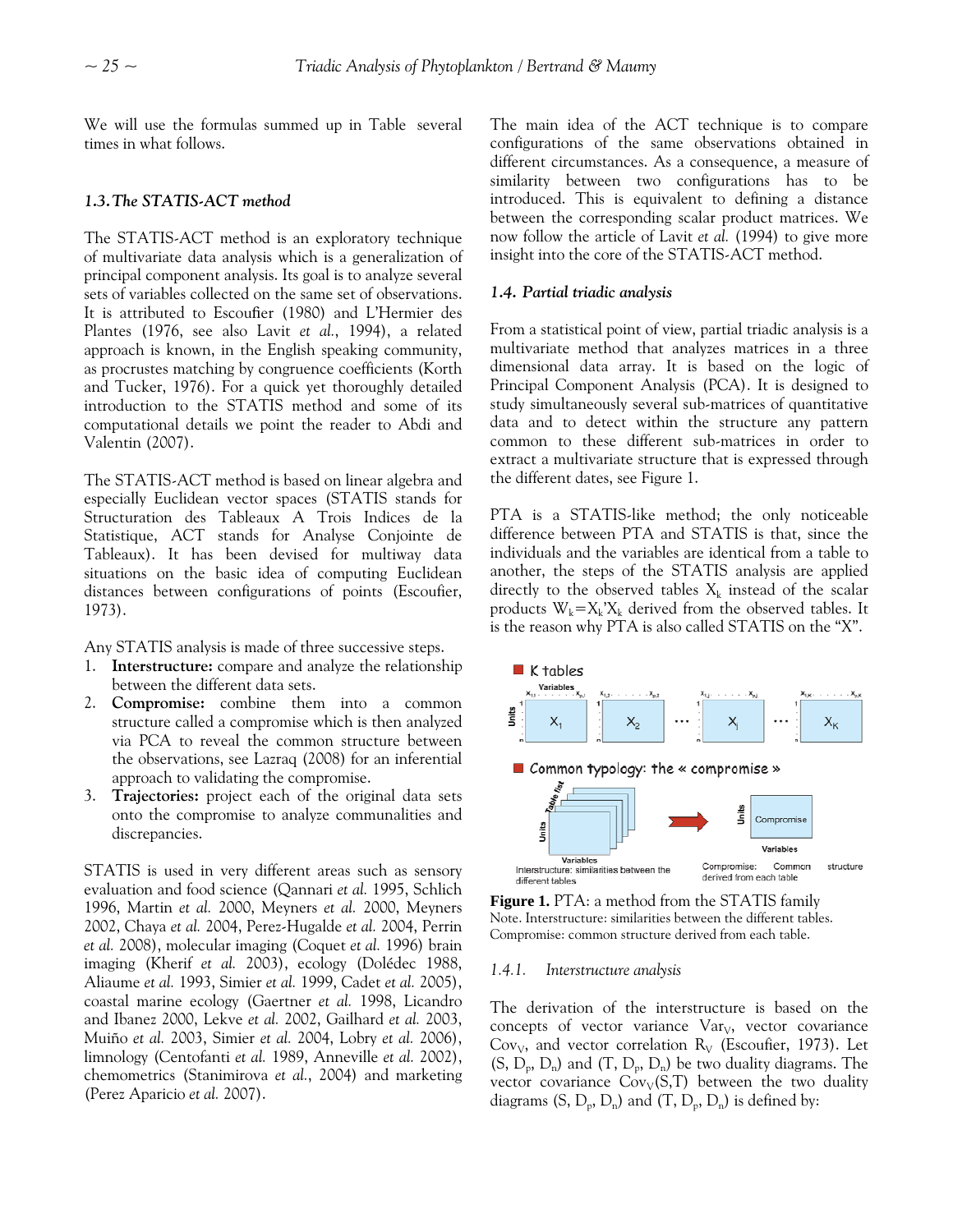We will use the formulas summed up in Table several times in what follows.

### 1.3. The STATIS-ACT method

The STATIS-ACT method is an exploratory technique of multivariate data analysis which is a generalization of principal component analysis. Its goal is to analyze several sets of variables collected on the same set of observations. It is attributed to Escoufier (1980) and L'Hermier des Plantes (1976, see also Lavit *et al.*, 1994), a related approach is known, in the English speaking community, as procrustes matching by congruence coefficients (Korth and Tucker, 1976). For a quick yet thoroughly detailed introduction to the STATIS method and some of its computational details we point the reader to Abdi and Valentin (2007).

The STATIS-ACT method is based on linear algebra and especially Euclidean vector spaces (STATIS stands for Structuration des Tableaux A Trois Indices de la Statistique, ACT stands for Analyse Conjointe de Tableaux). It has been devised for multiway data situations on the basic idea of computing Euclidean distances between configurations of points (Escoufier, 1973).

Any STATIS analysis is made of three successive steps.

1. **Interstructure:** compare and analyze the relationship between the different data sets.
2. **Compromise:** combine them into a common structure called a compromise which is then analyzed via PCA to reveal the common structure between the observations, see Lazraq (2008) for an inferential approach to validating the compromise.
3. **Trajectories:** project each of the original data sets onto the compromise to analyze communalities and discrepancies.

STATIS is used in very different areas such as sensory evaluation and food science (Qannari *et al.* 1995, Schlich 1996, Martin *et al.* 2000, Meyners *et al.* 2000, Meyners 2002, Chaya *et al.* 2004, Perez-Hugalde *et al.* 2004, Perrin *et al.* 2008), molecular imaging (Coquet *et al.* 1996) brain imaging (Kherif *et al.* 2003), ecology (Dolédec 1988, Aliaume *et al.* 1993, Simier *et al.* 1999, Cadet *et al.* 2005), coastal marine ecology (Gaertner *et al.* 1998, Licandro and Ibanez 2000, Lekve *et al.* 2002, Gailhard *et al.* 2003, Muiño *et al.* 2003, Simier *et al.* 2004, Lobry *et al.* 2006), limnology (Centofanti *et al.* 1989, Anneville *et al.* 2002), chemometrics (Stanimirova *et al.*, 2004) and marketing (Perez Aparicio *et al.* 2007).

The main idea of the ACT technique is to compare configurations of the same observations obtained in different circumstances. As a consequence, a measure of similarity between two configurations has to be introduced. This is equivalent to defining a distance between the corresponding scalar product matrices. We now follow the article of Lavit *et al.* (1994) to give more insight into the core of the STATIS-ACT method.

### 1.4. Partial triadic analysis

From a statistical point of view, partial triadic analysis is a multivariate method that analyzes matrices in a three dimensional data array. It is based on the logic of Principal Component Analysis (PCA). It is designed to study simultaneously several sub-matrices of quantitative data and to detect within the structure any pattern common to these different sub-matrices in order to extract a multivariate structure that is expressed through the different dates, see Figure 1.

PTA is a STATIS-like method; the only noticeable difference between PTA and STATIS is that, since the individuals and the variables are identical from a table to another, the steps of the STATIS analysis are applied directly to the observed tables $X_k$ instead of the scalar products $W_k = X_k'X_k$ derived from the observed tables. It is the reason why PTA is also called STATIS on the "X".

**Figure 1.** PTA: a method from the STATIS family
Note. Interstructure: similarities between the different tables. Compromise: common structure derived from each table.

#### 1.4.1. Interstructure analysis

The derivation of the interstructure is based on the concepts of vector variance $Var_V$, vector covariance $Cov_V$, and vector correlation $R_V$ (Escoufier, 1973). Let $(S, D_p, D_n)$ and $(T, D_p, D_n)$ be two duality diagrams. The vector covariance $Cov_V(S,T)$ between the two duality diagrams $(S, D_p, D_n)$ and $(T, D_p, D_n)$ is defined by: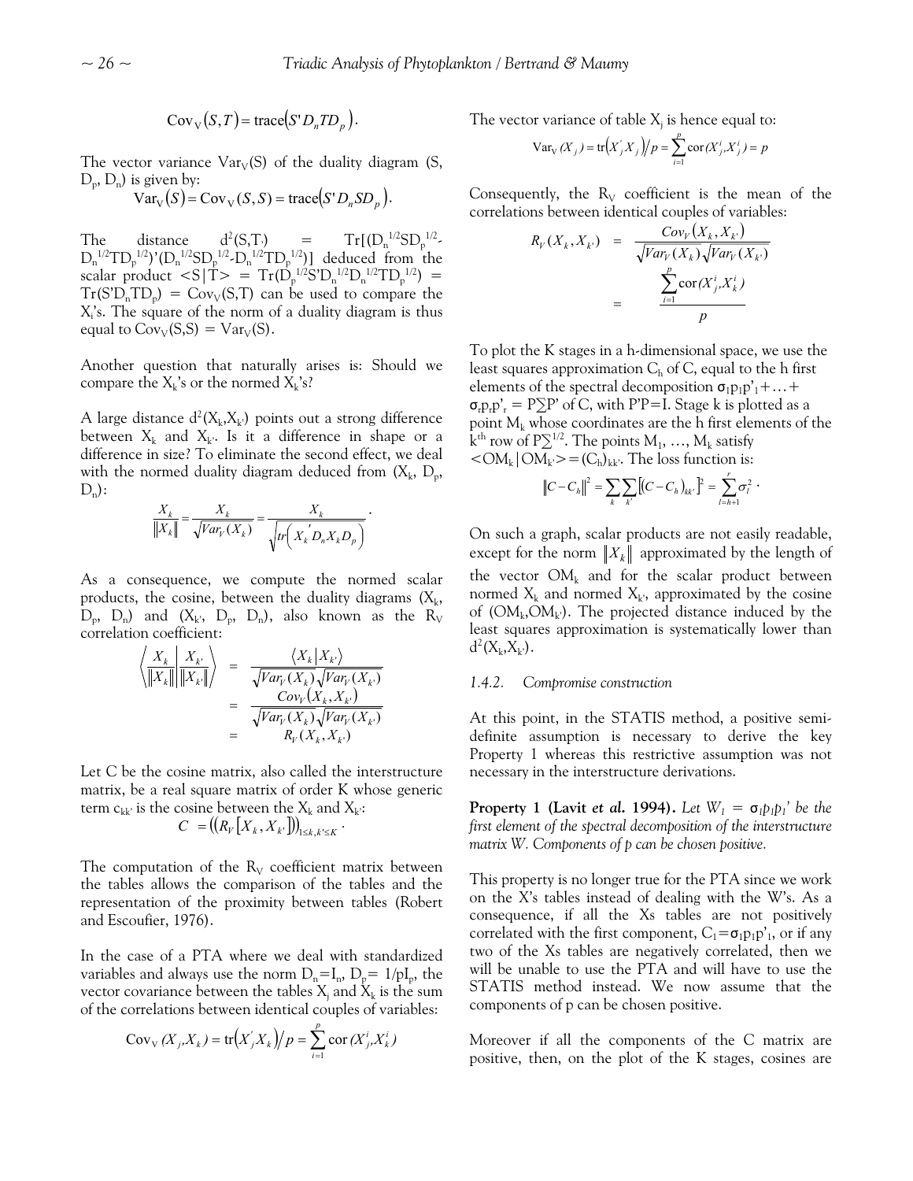$$\text{Cov}_V(S,T) = \text{trace}(S' D_n T D_p).$$

The vector variance $\text{Var}_V(S)$ of the duality diagram $(S, D_p, D_n)$ is given by:

$$\text{Var}_V(S) = \text{Cov}_V(S,S) = \text{trace}(S' D_n S D_p).$$

The distance $d^2(S,T) = \text{Tr}[(D_n^{1/2} S D_p^{1/2} - D_n^{1/2} T D_p^{1/2})'(D_n^{1/2} S D_p^{1/2} - D_n^{1/2} T D_p^{1/2})]$ deduced from the scalar product $<S|T> = \text{Tr}(D_p^{1/2} S' D_n^{1/2} D_n^{1/2} T D_p^{1/2}) = \text{Tr}(S' D_n T D_p) = \text{Cov}_V(S,T)$ can be used to compare the $X_i$'s. The square of the norm of a duality diagram is thus equal to $\text{Cov}_V(S,S) = \text{Var}_V(S)$.

Another question that naturally arises is: Should we compare the $X_k$'s or the normed $X_k$'s?

A large distance $d^2(X_k, X_{k'})$ points out a strong difference between $X_k$ and $X_{k'}$. Is it a difference in shape or a difference in size? To eliminate the second effect, we deal with the normed duality diagram deduced from $(X_k, D_p, D_n)$:

$$\frac{X_k}{\|X_k\|} = \frac{X_k}{\sqrt{Var_V(X_k)}} = \frac{X_k}{\sqrt{tr\left(X_k' D_n X_k D_p\right)}}.$$

As a consequence, we compute the normed scalar products, the cosine, between the duality diagrams $(X_k, D_p, D_n)$ and $(X_{k'}, D_p, D_n)$, also known as the $R_V$ correlation coefficient:

$$\left\langle \frac{X_k}{\|X_k\|} \middle| \frac{X_{k'}}{\|X_{k'}\|} \right\rangle = \frac{\langle X_k | X_{k'} \rangle}{\sqrt{Var_V(X_k)}\sqrt{Var_V(X_{k'})}} = \frac{Cov_V(X_k, X_{k'})}{\sqrt{Var_V(X_k)}\sqrt{Var_V(X_{k'})}} = R_V(X_k, X_{k'})$$

Let C be the cosine matrix, also called the interstructure matrix, be a real square matrix of order K whose generic term $c_{kk'}$ is the cosine between the $X_k$ and $X_{k'}$:

$$C = \left(\left(R_V\left[X_k, X_{k'}\right]\right)\right)_{1 \le k, k' \le K}.$$

The computation of the $R_V$ coefficient matrix between the tables allows the comparison of the tables and the representation of the proximity between tables (Robert and Escoufier, 1976).

In the case of a PTA where we deal with standardized variables and always use the norm $D_n = I_n$, $D_p = 1/pI_p$, the vector covariance between the tables $X_j$ and $X_k$ is the sum of the correlations between identical couples of variables:

$$\text{Cov}_V(X_j, X_k) = \text{tr}(X_j' X_k)/p = \sum_{i=1}^{p} \text{cor}(X_j^i, X_k^i)$$

The vector variance of table $X_j$ is hence equal to:

$$\text{Var}_V(X_j) = \text{tr}(X_j' X_j)/p = \sum_{i=1}^{p} \text{cor}(X_j^i, X_j^i) = p$$

Consequently, the $R_V$ coefficient is the mean of the correlations between identical couples of variables:

$$R_V(X_k, X_{k'}) = \frac{Cov_V(X_k, X_{k'})}{\sqrt{Var_V(X_k)}\sqrt{Var_V(X_{k'})}} = \frac{\sum_{i=1}^{p} \text{cor}(X_j^i, X_k^i)}{p}$$

To plot the K stages in a h-dimensional space, we use the least squares approximation $C_h$ of C, equal to the h first elements of the spectral decomposition $\sigma_1 p_1 p'_1 + \ldots + \sigma_r p_r p'_r = P\Sigma P'$ of C, with $P'P = I$. Stage k is plotted as a point $M_k$ whose coordinates are the h first elements of the $k^{th}$ row of $P\Sigma^{1/2}$. The points $M_1, \ldots, M_k$ satisfy $<OM_k | OM_{k'}> = (C_h)_{kk'}$. The loss function is:

$$\|C - C_h\|^2 = \sum_k \sum_{k'} \left[(C - C_h)_{kk'}\right]^2 = \sum_{l=h+1}^{r} \sigma_l^2.$$

On such a graph, scalar products are not easily readable, except for the norm $\|X_k\|$ approximated by the length of the vector $OM_k$ and for the scalar product between normed $X_k$ and normed $X_{k'}$, approximated by the cosine of $(OM_k, OM_{k'})$. The projected distance induced by the least squares approximation is systematically lower than $d^2(X_k, X_{k'})$.

#### *1.4.2. Compromise construction*

At this point, in the STATIS method, a positive semi-definite assumption is necessary to derive the key Property 1 whereas this restrictive assumption was not necessary in the interstructure derivations.

**Property 1 (Lavit *et al.* 1994).** *Let $W_1 = \sigma_1 p_1 p_1'$ be the first element of the spectral decomposition of the interstructure matrix W. Components of p can be chosen positive.*

This property is no longer true for the PTA since we work on the X's tables instead of dealing with the W's. As a consequence, if all the Xs tables are not positively correlated with the first component, $C_1 = \sigma_1 p_1 p'_1$, or if any two of the Xs tables are negatively correlated, then we will be unable to use the PTA and will have to use the STATIS method instead. We now assume that the components of p can be chosen positive.

Moreover if all the components of the C matrix are positive, then, on the plot of the K stages, cosines are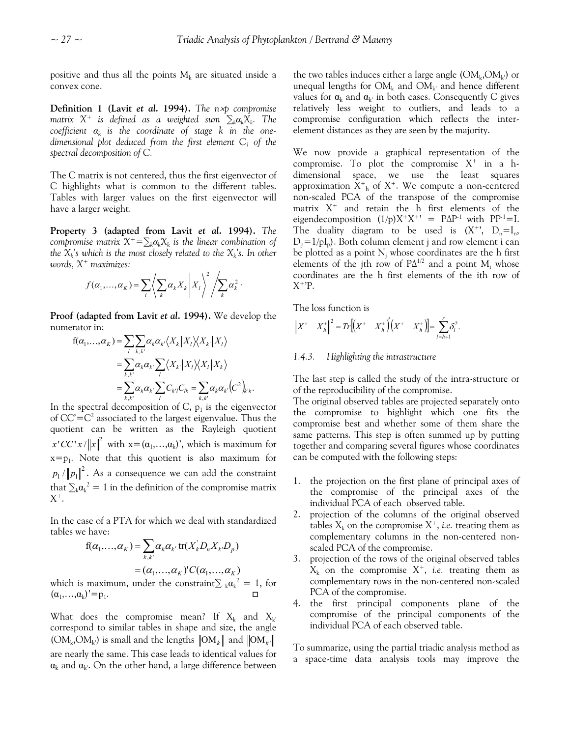positive and thus all the points $M_k$ are situated inside a convex cone.

**Definition 1 (Lavit *et al.* 1994).** *The $n{\times}p$ compromise matrix $X^+$ is defined as a weighted sum $\sum_k \alpha_k X_k$. The coefficient $\alpha_k$ is the coordinate of stage k in the one-dimensional plot deduced from the first element $C_1$ of the spectral decomposition of C.*

The C matrix is not centered, thus the first eigenvector of C highlights what is common to the different tables. Tables with larger values on the first eigenvector will have a larger weight.

**Property 3 (adapted from Lavit *et al.* 1994).** *The compromise matrix $X^+=\sum_k \alpha_k X_k$ is the linear combination of the $X_k$'s which is the most closely related to the $X_k$'s. In other words, $X^+$ maximizes:*

$$f(\alpha_1,\ldots,\alpha_K)=\sum_l \left\langle \sum_k \alpha_k X_k \middle| X_l \right\rangle^2 \Big/ \sum_k \alpha_k^2 \cdot$$

**Proof (adapted from Lavit *et al.* 1994).** We develop the numerator in:

$$\begin{aligned}
\mathrm{f}(\alpha_1,\ldots,\alpha_K) &= \sum_l \sum_{k,k'} \alpha_k \alpha_{k'} \langle X_k | X_l \rangle \langle X_{k'} | X_l \rangle \\
&= \sum_{k,k'} \alpha_k \alpha_{k'} \sum_l \langle X_{k'} | X_l \rangle \langle X_l | X_k \rangle \\
&= \sum_{k,k'} \alpha_k \alpha_{k'} \sum_l C_{k'l} C_{lk} = \sum_{k,k'} \alpha_k \alpha_{k'} \left(C^2\right)_{k'k}.
\end{aligned}$$

In the spectral decomposition of C, $p_1$ is the eigenvector of $CC'=C^2$ associated to the largest eigenvalue. Thus the quotient can be written as the Rayleigh quotient $x'CC'x/\|x\|^2$ with $x=(\alpha_1,\ldots,\alpha_k)'$, which is maximum for $x=p_1$. Note that this quotient is also maximum for $p_1/\|p_1\|^2$. As a consequence we can add the constraint that $\sum_k \alpha_k^2 = 1$ in the definition of the compromise matrix $X^+$.

In the case of a PTA for which we deal with standardized tables we have:

$$\begin{aligned}
\mathrm{f}(\alpha_1,\ldots,\alpha_K) &= \sum_{k,k'} \alpha_k \alpha_{k'} \,\mathrm{tr}(X_k' D_n X_{k'} D_p) \\
&= (\alpha_1,\ldots,\alpha_K)' C (\alpha_1,\ldots,\alpha_K)
\end{aligned}$$

which is maximum, under the constraint $\sum_k \alpha_k^2 = 1$, for $(\alpha_1,\ldots,\alpha_k)'=p_1$. □

What does the compromise mean? If $X_k$ and $X_{k'}$ correspond to similar tables in shape and size, the angle $(OM_k,OM_{k'})$ is small and the lengths $\|OM_k\|$ and $\|OM_{k'}\|$ are nearly the same. This case leads to identical values for $\alpha_k$ and $\alpha_{k'}$. On the other hand, a large difference between the two tables induces either a large angle $(OM_k,OM_{k'})$ or unequal lengths for $OM_k$ and $OM_{k'}$ and hence different values for $\alpha_k$ and $\alpha_{k'}$ in both cases. Consequently C gives relatively less weight to outliers, and leads to a compromise configuration which reflects the inter-element distances as they are seen by the majority.

We now provide a graphical representation of the compromise. To plot the compromise $X^+$ in a h-dimensional space, we use the least squares approximation $X^+_h$ of $X^+$. We compute a non-centered non-scaled PCA of the transpose of the compromise matrix $X^+$ and retain the h first elements of the eigendecomposition $(1/p)X^+X^{+\prime} = P\Delta P^{-1}$ with $PP^{-1}=I$. The duality diagram to be used is $(X^{+\prime},\ D_n=I_n,\ D_p=1/pI_p)$. Both column element j and row element i can be plotted as a point $N_j$ whose coordinates are the h first elements of the jth row of $P\Delta^{1/2}$ and a point $M_i$ whose coordinates are the h first elements of the ith row of $X^{+\prime}P$.

The loss function is

$$\left\|X^+ - X_h^+\right\|^2 = Tr\left[\left(X^+ - X_h^+\right)'\left(X^+ - X_h^+\right)\right] = \sum_{l=h+1}^{r} \delta_l^2.$$

### 1.4.3. Highlighting the intrastructure

The last step is called the study of the intra-structure or of the reproducibility of the compromise.

The original observed tables are projected separately onto the compromise to highlight which one fits the compromise best and whether some of them share the same patterns. This step is often summed up by putting together and comparing several figures whose coordinates can be computed with the following steps:

1. the projection on the first plane of principal axes of the compromise of the principal axes of the individual PCA of each observed table.
2. projection of the columns of the original observed tables $X_k$ on the compromise $X^+$, *i.e.* treating them as complementary columns in the non-centered non-scaled PCA of the compromise.
3. projection of the rows of the original observed tables $X_k$ on the compromise $X^+$, *i.e.* treating them as complementary rows in the non-centered non-scaled PCA of the compromise.
4. the first principal components plane of the compromise of the principal components of the individual PCA of each observed table.

To summarize, using the partial triadic analysis method as a space-time data analysis tools may improve the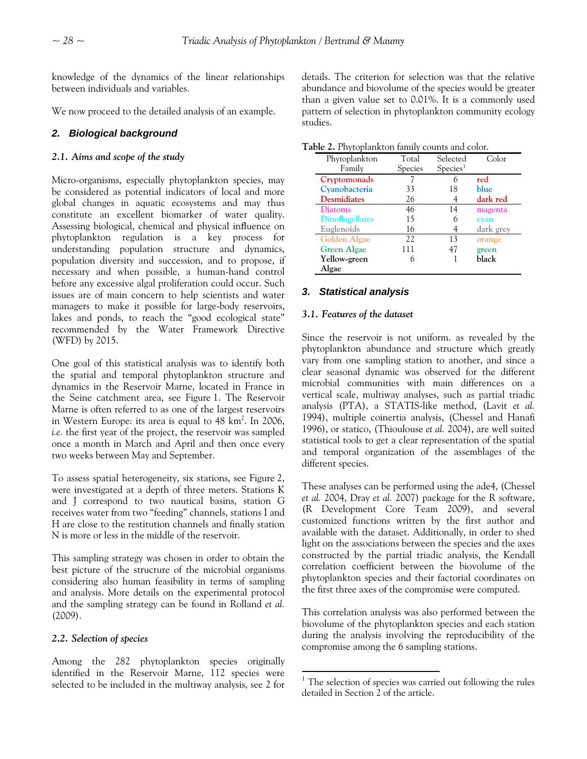knowledge of the dynamics of the linear relationships between individuals and variables.

We now proceed to the detailed analysis of an example.

## 2. Biological background

### 2.1. Aims and scope of the study

Micro-organisms, especially phytoplankton species, may be considered as potential indicators of local and more global changes in aquatic ecosystems and may thus constitute an excellent biomarker of water quality. Assessing biological, chemical and physical influence on phytoplankton regulation is a key process for understanding population structure and dynamics, population diversity and succession, and to propose, if necessary and when possible, a human-hand control before any excessive algal proliferation could occur. Such issues are of main concern to help scientists and water managers to make it possible for large-body reservoirs, lakes and ponds, to reach the "good ecological state" recommended by the Water Framework Directive (WFD) by 2015.

One goal of this statistical analysis was to identify both the spatial and temporal phytoplankton structure and dynamics in the Reservoir Marne, located in France in the Seine catchment area, see Figure 1. The Reservoir Marne is often referred to as one of the largest reservoirs in Western Europe: its area is equal to 48 $km^2$. In 2006, *i.e.* the first year of the project, the reservoir was sampled once a month in March and April and then once every two weeks between May and September.

To assess spatial heterogeneity, six stations, see Figure 2, were investigated at a depth of three meters. Stations K and J correspond to two nautical basins, station G receives water from two "feeding" channels, stations I and H are close to the restitution channels and finally station N is more or less in the middle of the reservoir.

This sampling strategy was chosen in order to obtain the best picture of the structure of the microbial organisms considering also human feasibility in terms of sampling and analysis. More details on the experimental protocol and the sampling strategy can be found in Rolland *et al.* (2009).

### 2.2. Selection of species

Among the 282 phytoplankton species originally identified in the Reservoir Marne, 112 species were selected to be included in the multiway analysis, see 2 for details. The criterion for selection was that the relative abundance and biovolume of the species would be greater than a given value set to 0.01%. It is a commonly used pattern of selection in phytoplankton community ecology studies.

**Table 2.** Phytoplankton family counts and color.

| Phytoplankton Family | Total Species | Selected Species[1] | Color |
|---|---|---|---|
| Cryptomonads | 7 | 6 | red |
| Cyanobacteria | 33 | 18 | blue |
| Desmidiates | 26 | 4 | dark red |
| Diatoms | 46 | 14 | magenta |
| Dinoflagellates | 15 | 6 | cyan |
| Euglenoids | 16 | 4 | dark grey |
| Golden Algae | 22 | 13 | orange |
| Green Algae | 111 | 47 | green |
| Yellow-green Algae | 6 | 1 | black |

## 3. Statistical analysis

### 3.1. Features of the dataset

Since the reservoir is not uniform. as revealed by the phytoplankton abundance and structure which greatly vary from one sampling station to another, and since a clear seasonal dynamic was observed for the different microbial communities with main differences on a vertical scale, multiway analyses, such as partial triadic analysis (PTA), a STATIS-like method, (Lavit *et al.* 1994), multiple coinertia analysis, (Chessel and Hanafi 1996), or statico, (Thioulouse *et al.* 2004), are well suited statistical tools to get a clear representation of the spatial and temporal organization of the assemblages of the different species.

These analyses can be performed using the ade4, (Chessel *et al.* 2004, Dray *et al.* 2007) package for the R software, (R Development Core Team 2009), and several customized functions written by the first author and available with the dataset. Additionally, in order to shed light on the associations between the species and the axes constructed by the partial triadic analysis, the Kendall correlation coefficient between the biovolume of the phytoplankton species and their factorial coordinates on the first three axes of the compromise were computed.

This correlation analysis was also performed between the biovolume of the phytoplankton species and each station during the analysis involving the reproducibility of the compromise among the 6 sampling stations.

[1] The selection of species was carried out following the rules detailed in Section 2 of the article.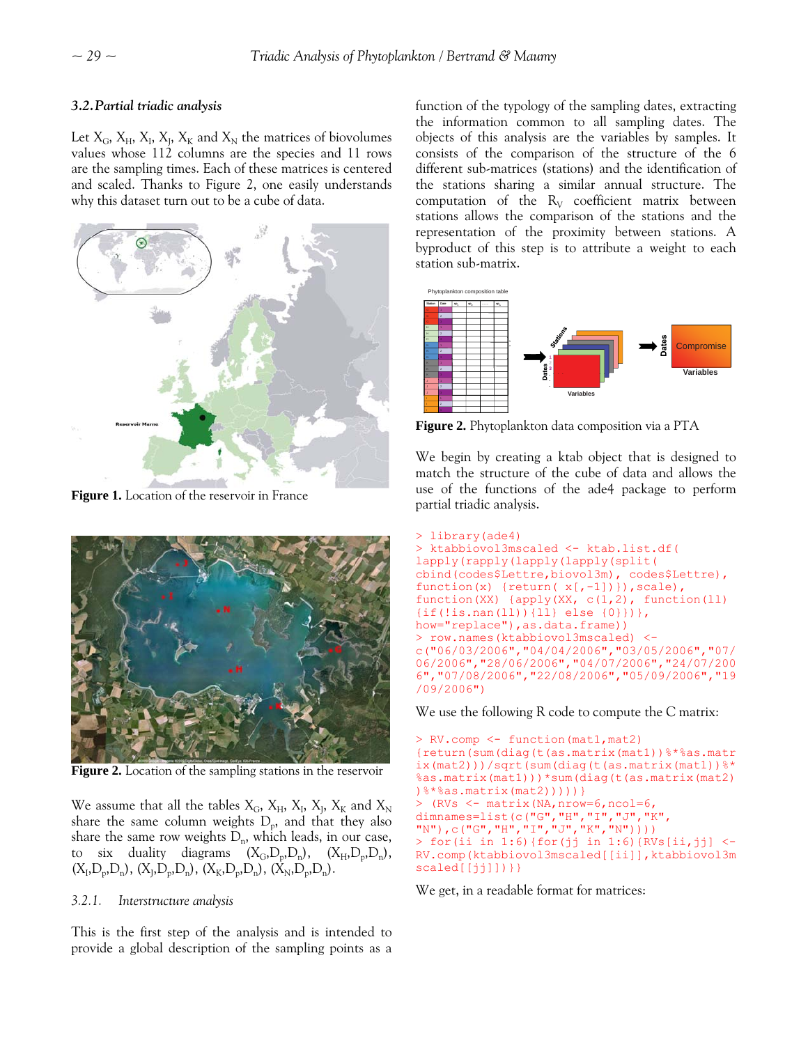### 3.2. Partial triadic analysis

Let $X_G$, $X_H$, $X_I$, $X_J$, $X_K$ and $X_N$ the matrices of biovolumes values whose 112 columns are the species and 11 rows are the sampling times. Each of these matrices is centered and scaled. Thanks to Figure 2, one easily understands why this dataset turn out to be a cube of data.

**Figure 1.** Location of the reservoir in France

**Figure 2.** Location of the sampling stations in the reservoir

We assume that all the tables $X_G$, $X_H$, $X_I$, $X_J$, $X_K$ and $X_N$ share the same column weights $D_p$, and that they also share the same row weights $D_n$, which leads, in our case, to six duality diagrams $(X_G,D_p,D_n)$, $(X_H,D_p,D_n)$, $(X_I,D_p,D_n)$, $(X_J,D_p,D_n)$, $(X_K,D_p,D_n)$, $(X_N,D_p,D_n)$.

#### 3.2.1. Interstructure analysis

This is the first step of the analysis and is intended to provide a global description of the sampling points as a function of the typology of the sampling dates, extracting the information common to all sampling dates. The objects of this analysis are the variables by samples. It consists of the comparison of the structure of the 6 different sub-matrices (stations) and the identification of the stations sharing a similar annual structure. The computation of the $R_V$ coefficient matrix between stations allows the comparison of the stations and the representation of the proximity between stations. A byproduct of this step is to attribute a weight to each station sub-matrix.

**Figure 2.** Phytoplankton data composition via a PTA

We begin by creating a ktab object that is designed to match the structure of the cube of data and allows the use of the functions of the ade4 package to perform partial triadic analysis.

```
> library(ade4)
> ktabbiovol3mscaled <- ktab.list.df(
lapply(rapply(lapply(lapply(split(
cbind(codes$Lettre,biovol3m), codes$Lettre),
function(x) {return( x[,-1])}),scale),
function(XX) {apply(XX, c(1,2), function(ll)
{if(!is.nan(ll)){ll} else {0}})},
how="replace"),as.data.frame))
> row.names(ktabbiovol3mscaled) <-
c("06/03/2006","04/04/2006","03/05/2006","07/
06/2006","28/06/2006","04/07/2006","24/07/200
6","07/08/2006","22/08/2006","05/09/2006","19
/09/2006")
```

We use the following R code to compute the C matrix:

```
> RV.comp <- function(mat1,mat2)
{return(sum(diag(t(as.matrix(mat1))%*%as.matr
ix(mat2)))/sqrt(sum(diag(t(as.matrix(mat1))%*
%as.matrix(mat1)))*sum(diag(t(as.matrix(mat2)
)%*%as.matrix(mat2)))))}
> (RVs <- matrix(NA,nrow=6,ncol=6,
dimnames=list(c("G","H","I","J","K",
"N"),c("G","H","I","J","K","N"))))
> for(ii in 1:6){for(jj in 1:6){RVs[ii,jj] <-
RV.comp(ktabbiovol3mscaled[[ii]],ktabbiovol3m
scaled[[jj]])}}
```

We get, in a readable format for matrices: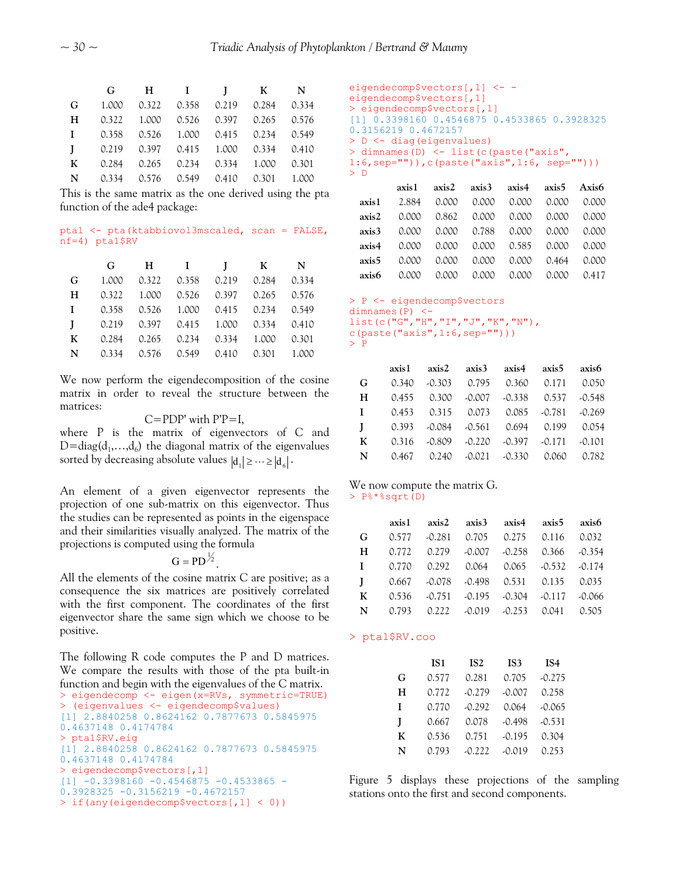|   | G | H | I | J | K | N |
|---|---|---|---|---|---|---|
| G | 1.000 | 0.322 | 0.358 | 0.219 | 0.284 | 0.334 |
| H | 0.322 | 1.000 | 0.526 | 0.397 | 0.265 | 0.576 |
| I | 0.358 | 0.526 | 1.000 | 0.415 | 0.234 | 0.549 |
| J | 0.219 | 0.397 | 0.415 | 1.000 | 0.334 | 0.410 |
| K | 0.284 | 0.265 | 0.234 | 0.334 | 1.000 | 0.301 |
| N | 0.334 | 0.576 | 0.549 | 0.410 | 0.301 | 1.000 |

This is the same matrix as the one derived using the pta function of the ade4 package:

```
pta1 <- pta(ktabbiovol3mscaled, scan = FALSE, nf=4) pta1$RV
```

|   | G | H | I | J | K | N |
|---|---|---|---|---|---|---|
| G | 1.000 | 0.322 | 0.358 | 0.219 | 0.284 | 0.334 |
| H | 0.322 | 1.000 | 0.526 | 0.397 | 0.265 | 0.576 |
| I | 0.358 | 0.526 | 1.000 | 0.415 | 0.234 | 0.549 |
| J | 0.219 | 0.397 | 0.415 | 1.000 | 0.334 | 0.410 |
| K | 0.284 | 0.265 | 0.234 | 0.334 | 1.000 | 0.301 |
| N | 0.334 | 0.576 | 0.549 | 0.410 | 0.301 | 1.000 |

We now perform the eigendecomposition of the cosine matrix in order to reveal the structure between the matrices:

$$C=PDP' \text{ with } P'P=I,$$

where P is the matrix of eigenvectors of C and $D=\mathrm{diag}(d_1,\ldots,d_6)$ the diagonal matrix of the eigenvalues sorted by decreasing absolute values $|d_1| \geq \cdots \geq |d_6|$.

An element of a given eigenvector represents the projection of one sub-matrix on this eigenvector. Thus the studies can be represented as points in the eigenspace and their similarities visually analyzed. The matrix of the projections is computed using the formula

$$G = PD^{\frac{1}{2}}.$$

All the elements of the cosine matrix C are positive; as a consequence the six matrices are positively correlated with the first component. The coordinates of the first eigenvector share the same sign which we choose to be positive.

The following R code computes the P and D matrices. We compare the results with those of the pta built-in function and begin with the eigenvalues of the C matrix.

```
> eigendecomp <- eigen(x=RVs, symmetric=TRUE)
> (eigenvalues <- eigendecomp$values)
[1] 2.8840258 0.8624162 0.7877673 0.5845975
0.4637148 0.4174784
> pta1$RV.eig
[1] 2.8840258 0.8624162 0.7877673 0.5845975
0.4637148 0.4174784
> eigendecomp$vectors[,1]
[1] -0.3398160 -0.4546875 -0.4533865 -
0.3928325 -0.3156219 -0.4672157
> if(any(eigendecomp$vectors[,1] < 0))
eigendecomp$vectors[,1] <- -
eigendecomp$vectors[,1]
> eigendecomp$vectors[,1]
[1] 0.3398160 0.4546875 0.4533865 0.3928325
0.3156219 0.4672157
> D <- diag(eigenvalues)
> dimnames(D) <- list(c(paste("axis",
1:6,sep="")),c(paste("axis",1:6, sep="")))
> D
```

|   | axis1 | axis2 | axis3 | axis4 | axis5 | Axis6 |
|---|---|---|---|---|---|---|
| axis1 | 2.884 | 0.000 | 0.000 | 0.000 | 0.000 | 0.000 |
| axis2 | 0.000 | 0.862 | 0.000 | 0.000 | 0.000 | 0.000 |
| axis3 | 0.000 | 0.000 | 0.788 | 0.000 | 0.000 | 0.000 |
| axis4 | 0.000 | 0.000 | 0.000 | 0.585 | 0.000 | 0.000 |
| axis5 | 0.000 | 0.000 | 0.000 | 0.000 | 0.464 | 0.000 |
| axis6 | 0.000 | 0.000 | 0.000 | 0.000 | 0.000 | 0.417 |

```
> P <- eigendecomp$vectors
dimnames(P) <-
list(c("G","H","I","J","K","N"),
c(paste("axis",1:6,sep="")))
> P
```

|   | axis1 | axis2 | axis3 | axis4 | axis5 | axis6 |
|---|---|---|---|---|---|---|
| G | 0.340 | -0.303 | 0.795 | 0.360 | 0.171 | 0.050 |
| H | 0.455 | 0.300 | -0.007 | -0.338 | 0.537 | -0.548 |
| I | 0.453 | 0.315 | 0.073 | 0.085 | -0.781 | -0.269 |
| J | 0.393 | -0.084 | -0.561 | 0.694 | 0.199 | 0.054 |
| K | 0.316 | -0.809 | -0.220 | -0.397 | -0.171 | -0.101 |
| N | 0.467 | 0.240 | -0.021 | -0.330 | 0.060 | 0.782 |

We now compute the matrix G.

```
> P%*%sqrt(D)
```

|   | axis1 | axis2 | axis3 | axis4 | axis5 | axis6 |
|---|---|---|---|---|---|---|
| G | 0.577 | -0.281 | 0.705 | 0.275 | 0.116 | 0.032 |
| H | 0.772 | 0.279 | -0.007 | -0.258 | 0.366 | -0.354 |
| I | 0.770 | 0.292 | 0.064 | 0.065 | -0.532 | -0.174 |
| J | 0.667 | -0.078 | -0.498 | 0.531 | 0.135 | 0.035 |
| K | 0.536 | -0.751 | -0.195 | -0.304 | -0.117 | -0.066 |
| N | 0.793 | 0.222 | -0.019 | -0.253 | 0.041 | 0.505 |

```
> pta1$RV.coo
```

|   | IS1 | IS2 | IS3 | IS4 |
|---|---|---|---|---|
| G | 0.577 | 0.281 | 0.705 | -0.275 |
| H | 0.772 | -0.279 | -0.007 | 0.258 |
| I | 0.770 | -0.292 | 0.064 | -0.065 |
| J | 0.667 | 0.078 | -0.498 | -0.531 |
| K | 0.536 | 0.751 | -0.195 | 0.304 |
| N | 0.793 | -0.222 | -0.019 | 0.253 |

Figure 5 displays these projections of the sampling stations onto the first and second components.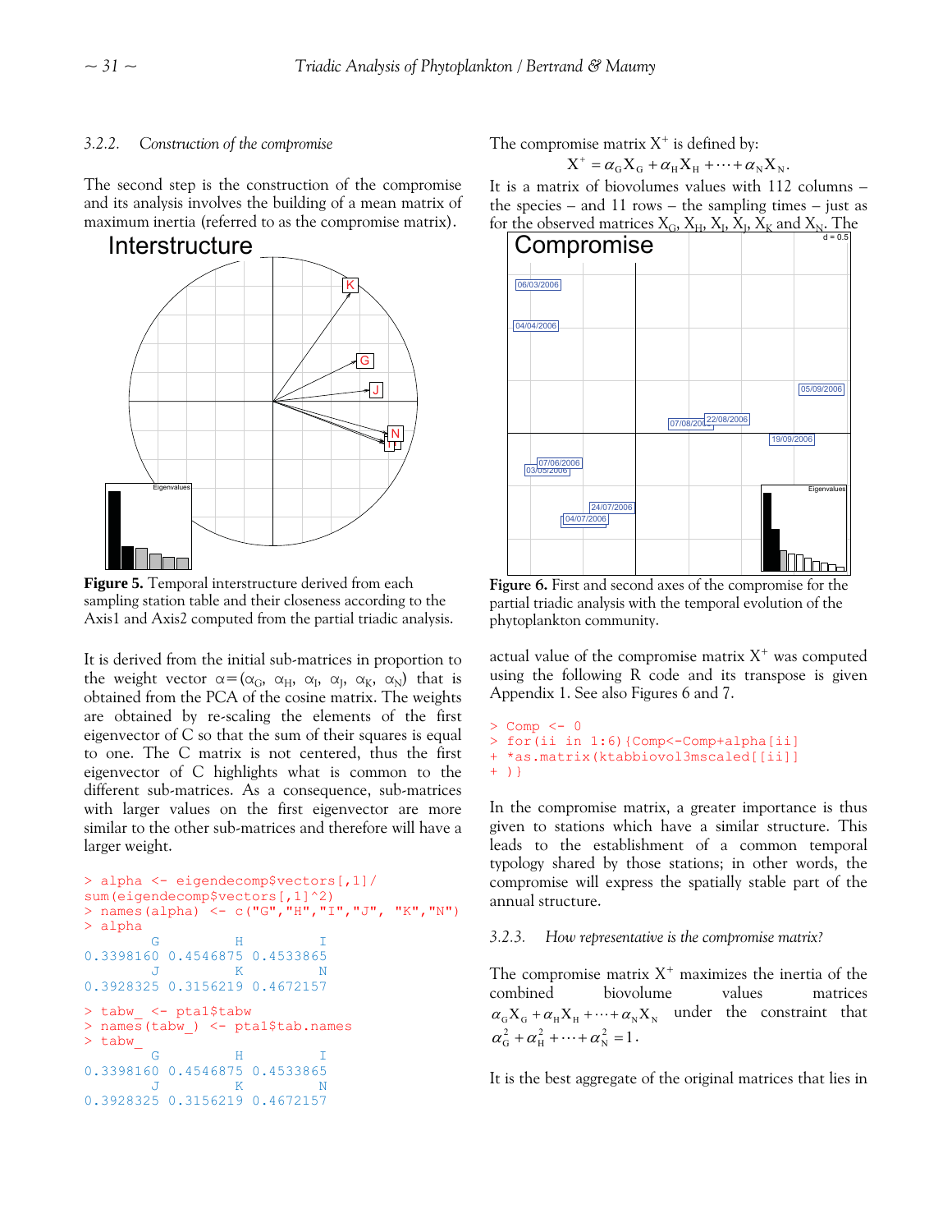#### 3.2.2. Construction of the compromise

The second step is the construction of the compromise and its analysis involves the building of a mean matrix of maximum inertia (referred to as the compromise matrix).

**Figure 5.** Temporal interstructure derived from each sampling station table and their closeness according to the Axis1 and Axis2 computed from the partial triadic analysis.

It is derived from the initial sub-matrices in proportion to the weight vector $\alpha=(\alpha_G, \alpha_H, \alpha_I, \alpha_J, \alpha_K, \alpha_N)$ that is obtained from the PCA of the cosine matrix. The weights are obtained by re-scaling the elements of the first eigenvector of C so that the sum of their squares is equal to one. The C matrix is not centered, thus the first eigenvector of C highlights what is common to the different sub-matrices. As a consequence, sub-matrices with larger values on the first eigenvector are more similar to the other sub-matrices and therefore will have a larger weight.

```
> alpha <- eigendecomp$vectors[,1]/
sum(eigendecomp$vectors[,1]^2)
> names(alpha) <- c("G","H","I","J", "K","N")
> alpha
        G         H         I
0.3398160 0.4546875 0.4533865
        J         K         N
0.3928325 0.3156219 0.4672157
```

```
> tabw_ <- pta1$tabw
> names(tabw_) <- pta1$tab.names
> tabw_
        G         H         I
0.3398160 0.4546875 0.4533865
        J         K         N
0.3928325 0.3156219 0.4672157
```

The compromise matrix $X^+$ is defined by:

$$X^+ = \alpha_G X_G + \alpha_H X_H + \cdots + \alpha_N X_N.$$

It is a matrix of biovolumes values with 112 columns – the species – and 11 rows – the sampling times – just as for the observed matrices $X_G$, $X_H$, $X_I$, $X_J$, $X_K$ and $X_N$. The actual value of the compromise matrix $X^+$ was computed using the following R code and its transpose is given Appendix 1. See also Figures 6 and 7.

**Figure 6.** First and second axes of the compromise for the partial triadic analysis with the temporal evolution of the phytoplankton community.

```
> Comp <- 0
> for(ii in 1:6){Comp<-Comp+alpha[ii]
+ *as.matrix(ktabbiovol3mscaled[[ii]]
+ )}
```

In the compromise matrix, a greater importance is thus given to stations which have a similar structure. This leads to the establishment of a common temporal typology shared by those stations; in other words, the compromise will express the spatially stable part of the annual structure.

#### 3.2.3. How representative is the compromise matrix?

The compromise matrix $X^+$ maximizes the inertia of the combined biovolume values matrices $\alpha_G X_G + \alpha_H X_H + \cdots + \alpha_N X_N$ under the constraint that $\alpha_G^2 + \alpha_H^2 + \cdots + \alpha_N^2 = 1$.

It is the best aggregate of the original matrices that lies in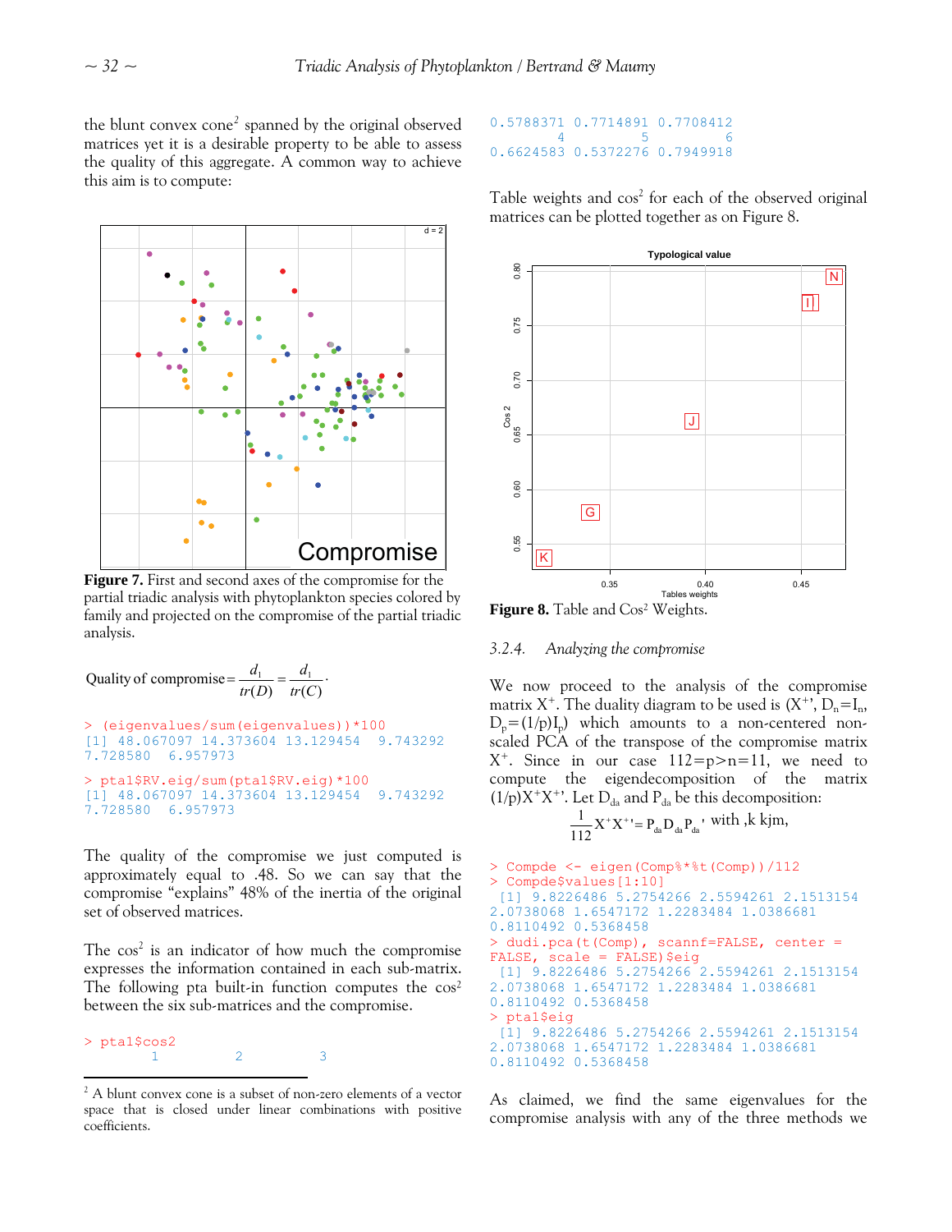the blunt convex cone[2] spanned by the original observed matrices yet it is a desirable property to be able to assess the quality of this aggregate. A common way to achieve this aim is to compute:

**Figure 7.** First and second axes of the compromise for the partial triadic analysis with phytoplankton species colored by family and projected on the compromise of the partial triadic analysis.

$$\text{Quality of compromise} = \frac{d_1}{tr(D)} = \frac{d_1}{tr(C)}.$$

```
> (eigenvalues/sum(eigenvalues))*100
[1] 48.067097 14.373604 13.129454  9.743292
7.728580  6.957973
> pta1$RV.eig/sum(pta1$RV.eig)*100
[1] 48.067097 14.373604 13.129454  9.743292
7.728580  6.957973
```

The quality of the compromise we just computed is approximately equal to .48. So we can say that the compromise "explains" 48% of the inertia of the original set of observed matrices.

The cos² is an indicator of how much the compromise expresses the information contained in each sub-matrix. The following pta built-in function computes the cos² between the six sub-matrices and the compromise.

```
> pta1$cos2
        1         2         3
0.5788371 0.7714891 0.7708412
        4         5         6
0.6624583 0.5372276 0.7949918
```

Table weights and cos² for each of the observed original matrices can be plotted together as on Figure 8.

**Figure 8.** Table and Cos² Weights.

### 3.2.4. *Analyzing the compromise*

We now proceed to the analysis of the compromise matrix $X^+$. The duality diagram to be used is $(X^{+\prime}, D_n = I_n, D_p = (1/p)I_p)$ which amounts to a non-centered non-scaled PCA of the transpose of the compromise matrix $X^+$. Since in our case $112 = p > n = 11$, we need to compute the eigendecomposition of the matrix $(1/p)X^+X^{+\prime}$. Let $D_{da}$ and $P_{da}$ be this decomposition:

$$\frac{1}{112}X^+X^{+\prime} = P_{da}D_{da}P_{da}{}' \text{ with ,k kjm,}$$

```
> Compde <- eigen(Comp%*%t(Comp))/112
> Compde$values[1:10]
 [1] 9.8226486 5.2754262 2.5594261 2.1513154
2.0738068 1.6547172 1.2283484 1.0386681
0.8110492 0.5368458
> dudi.pca(t(Comp), scannf=FALSE, center =
FALSE, scale = FALSE)$eig
 [1] 9.8226486 5.2754262 2.5594261 2.1513154
2.0738068 1.6547172 1.2283484 1.0386681
0.8110492 0.5368458
> pta1$eig
 [1] 9.8226486 5.2754262 2.5594261 2.1513154
2.0738068 1.6547172 1.2283484 1.0386681
0.8110492 0.5368458
```

As claimed, we find the same eigenvalues for the compromise analysis with any of the three methods we

---

[2] A blunt convex cone is a subset of non-zero elements of a vector space that is closed under linear combinations with positive coefficients.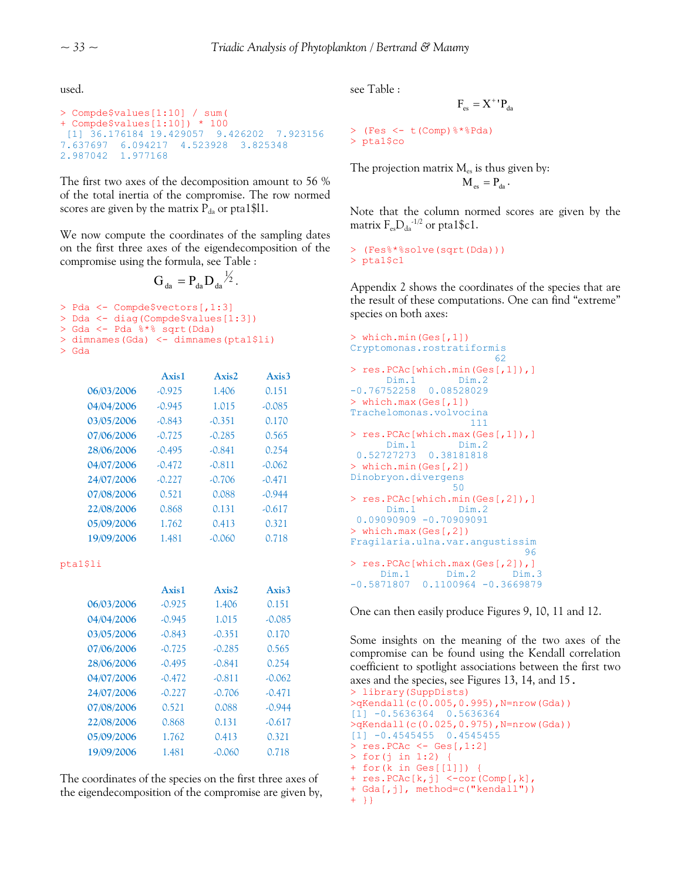used.

```
> Compde$values[1:10] / sum(
+ Compde$values[1:10]) * 100
 [1] 36.176184 19.429057  9.426202  7.923156
7.637697  6.094217  4.523928  3.825348
2.987042  1.977168
```

The first two axes of the decomposition amount to 56 % of the total inertia of the compromise. The row normed scores are given by the matrix $P_{da}$ or pta1$l1.

We now compute the coordinates of the sampling dates on the first three axes of the eigendecomposition of the compromise using the formula, see Table :

$$G_{da} = P_{da} D_{da}^{1/2}.$$

```
> Pda <- Compde$vectors[,1:3]
> Dda <- diag(Compde$values[1:3])
> Gda <- Pda %*% sqrt(Dda)
> dimnames(Gda) <- dimnames(pta1$li)
> Gda
```

| | Axis1 | Axis2 | Axis3 |
|---|---|---|---|
| 06/03/2006 | -0.925 | 1.406 | 0.151 |
| 04/04/2006 | -0.945 | 1.015 | -0.085 |
| 03/05/2006 | -0.843 | -0.351 | 0.170 |
| 07/06/2006 | -0.725 | -0.285 | 0.565 |
| 28/06/2006 | -0.495 | -0.841 | 0.254 |
| 04/07/2006 | -0.472 | -0.811 | -0.062 |
| 24/07/2006 | -0.227 | -0.706 | -0.471 |
| 07/08/2006 | 0.521 | 0.088 | -0.944 |
| 22/08/2006 | 0.868 | 0.131 | -0.617 |
| 05/09/2006 | 1.762 | 0.413 | 0.321 |
| 19/09/2006 | 1.481 | -0.060 | 0.718 |

```
pta1$li
```

| | Axis1 | Axis2 | Axis3 |
|---|---|---|---|
| 06/03/2006 | -0.925 | 1.406 | 0.151 |
| 04/04/2006 | -0.945 | 1.015 | -0.085 |
| 03/05/2006 | -0.843 | -0.351 | 0.170 |
| 07/06/2006 | -0.725 | -0.285 | 0.565 |
| 28/06/2006 | -0.495 | -0.841 | 0.254 |
| 04/07/2006 | -0.472 | -0.811 | -0.062 |
| 24/07/2006 | -0.227 | -0.706 | -0.471 |
| 07/08/2006 | 0.521 | 0.088 | -0.944 |
| 22/08/2006 | 0.868 | 0.131 | -0.617 |
| 05/09/2006 | 1.762 | 0.413 | 0.321 |
| 19/09/2006 | 1.481 | -0.060 | 0.718 |

The coordinates of the species on the first three axes of the eigendecomposition of the compromise are given by, see Table :

$$F_{es} = X^{+\prime} P_{da}$$

```
> (Fes <- t(Comp)%*%Pda)
> pta1$co
```

The projection matrix $M_{es}$ is thus given by:

$$M_{es} = P_{da}.$$

Note that the column normed scores are given by the matrix $F_{es} D_{da}^{-1/2}$ or pta1$c1.

```
> (Fes%*%solve(sqrt(Dda)))
> pta1$c1
```

Appendix 2 shows the coordinates of the species that are the result of these computations. One can find "extreme" species on both axes:

```
> which.min(Ges[,1])
Cryptomonas.rostratiformis
                        62
> res.PCAc[which.min(Ges[,1]),]
      Dim.1       Dim.2
-0.76752258  0.08528029
> which.max(Ges[,1])
Trachelomonas.volvocina
                    111
> res.PCAc[which.max(Ges[,1]),]
      Dim.1       Dim.2
 0.52727273  0.38181818
> which.min(Ges[,2])
Dinobryon.divergens
                 50
> res.PCAc[which.min(Ges[,2]),]
      Dim.1       Dim.2
 0.09090909 -0.70909091
> which.max(Ges[,2])
Fragilaria.ulna.var.angustissim
                             96
> res.PCAc[which.max(Ges[,2]),]
     Dim.1      Dim.2      Dim.3
-0.5871807  0.1100964 -0.3669879
```

One can then easily produce Figures 9, 10, 11 and 12.

Some insights on the meaning of the two axes of the compromise can be found using the Kendall correlation coefficient to spotlight associations between the first two axes and the species, see Figures 13, 14, and 15.

```
> library(SuppDists)
>qKendall(c(0.005,0.995),N=nrow(Gda))
[1] -0.5636364  0.5636364
>qKendall(c(0.025,0.975),N=nrow(Gda))
[1] -0.4545455  0.4545455
> res.PCAc <- Ges[,1:2]
> for(j in 1:2) {
+ for(k in Ges[[1]]) {
+ res.PCAc[k,j] <-cor(Comp[,k],
+ Gda[,j], method=c("kendall"))
+ }}
```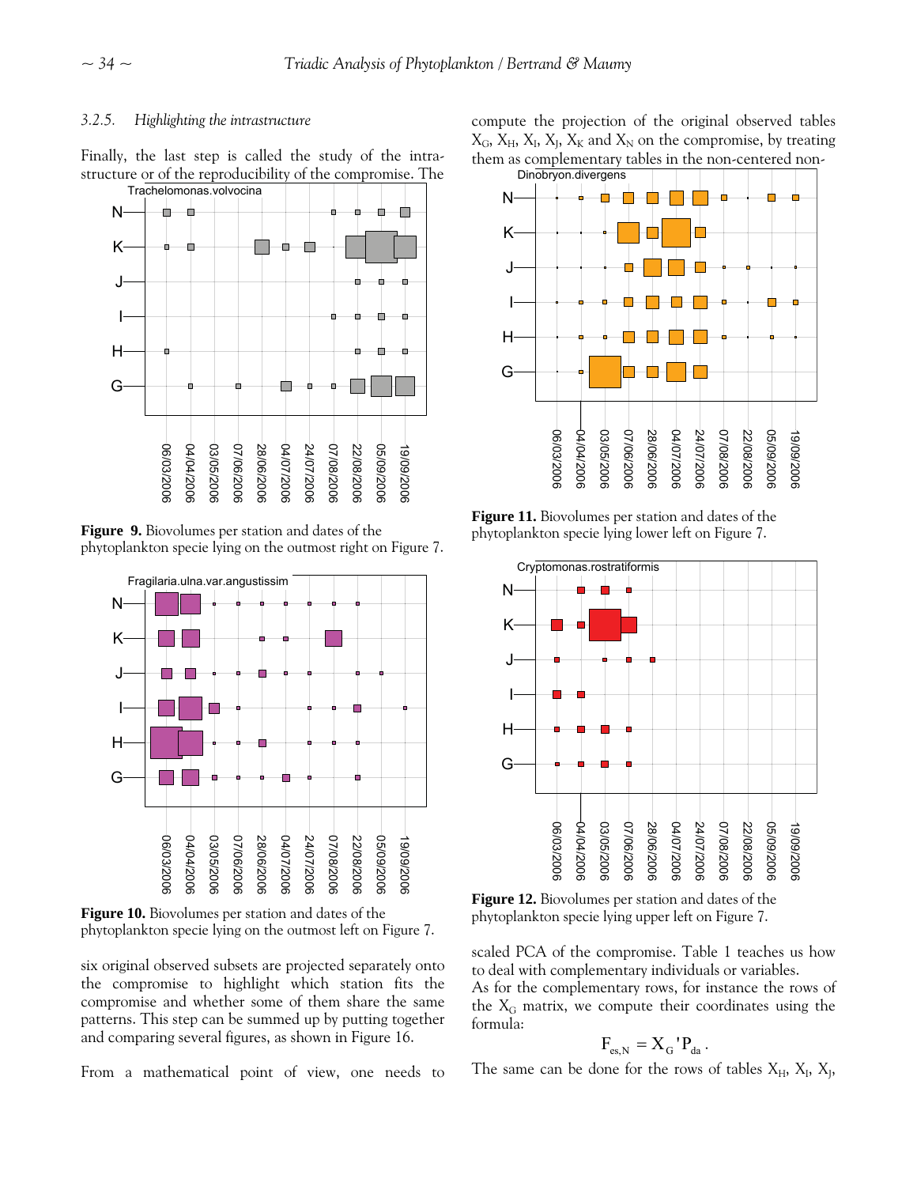#### 3.2.5. Highlighting the intrastructure

Finally, the last step is called the study of the intra-structure or of the reproducibility of the compromise. The six original observed subsets are projected separately onto the compromise to highlight which station fits the compromise and whether some of them share the same patterns. This step can be summed up by putting together and comparing several figures, as shown in Figure 16.

**Figure 9.** Biovolumes per station and dates of the phytoplankton specie lying on the outmost right on Figure 7.

**Figure 10.** Biovolumes per station and dates of the phytoplankton specie lying on the outmost left on Figure 7.

From a mathematical point of view, one needs to compute the projection of the original observed tables $X_G$, $X_H$, $X_I$, $X_J$, $X_K$ and $X_N$ on the compromise, by treating them as complementary tables in the non-centered non-scaled PCA of the compromise. Table 1 teaches us how to deal with complementary individuals or variables.

**Figure 11.** Biovolumes per station and dates of the phytoplankton specie lying lower left on Figure 7.

**Figure 12.** Biovolumes per station and dates of the phytoplankton specie lying upper left on Figure 7.

As for the complementary rows, for instance the rows of the $X_G$ matrix, we compute their coordinates using the formula:

$$F_{es,N} = X_G{}'P_{da}.$$

The same can be done for the rows of tables $X_H$, $X_I$, $X_J$,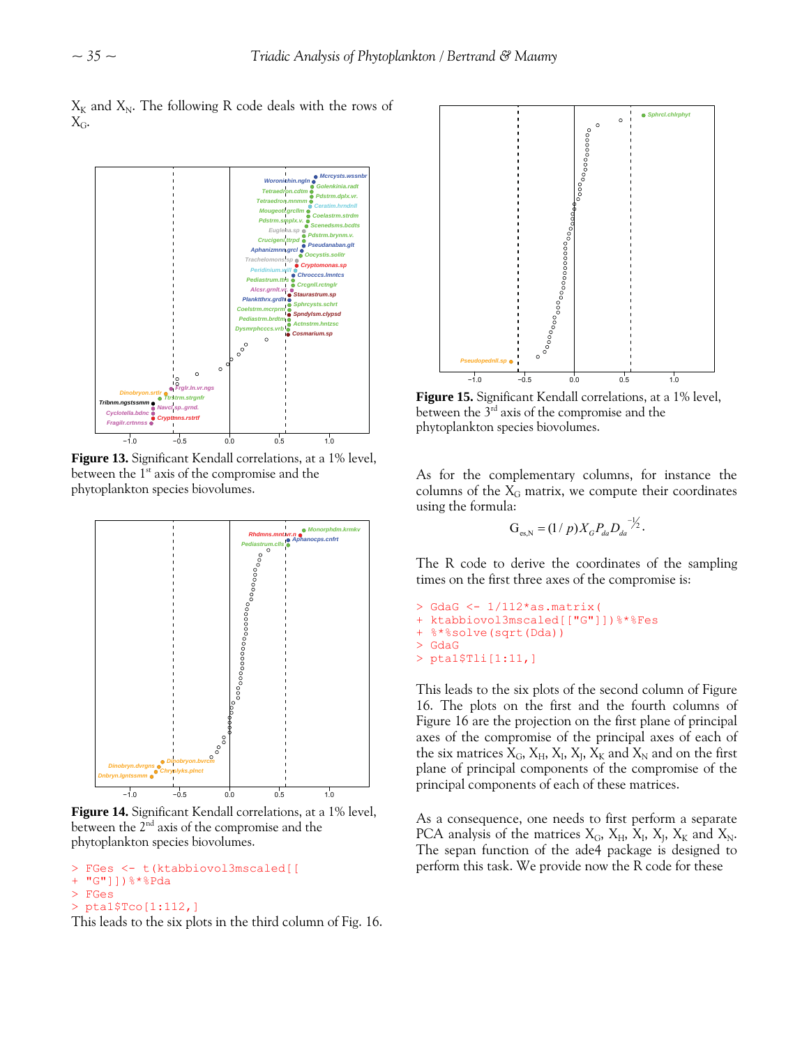$X_K$ and $X_N$. The following R code deals with the rows of $X_G$.

**Figure 13.** Significant Kendall correlations, at a 1% level, between the 1st axis of the compromise and the phytoplankton species biovolumes.

**Figure 14.** Significant Kendall correlations, at a 1% level, between the 2nd axis of the compromise and the phytoplankton species biovolumes.

```
> FGes <- t(ktabbiovol3mscaled[[
+ "G"]])%*%Pda
> FGes
> pta1$Tco[1:112,]
```

This leads to the six plots in the third column of Fig. 16.

**Figure 15.** Significant Kendall correlations, at a 1% level, between the 3rd axis of the compromise and the phytoplankton species biovolumes.

As for the complementary columns, for instance the columns of the $X_G$ matrix, we compute their coordinates using the formula:

$$G_{es,N} = (1/p) X_G P_{da} D_{da}^{-1/2}.$$

The R code to derive the coordinates of the sampling times on the first three axes of the compromise is:

```
> GdaG <- 1/112*as.matrix(
+ ktabbiovol3mscaled[["G"]])%*%Fes
+ %*%solve(sqrt(Dda))
> GdaG
> pta1$Tli[1:11,]
```

This leads to the six plots of the second column of Figure 16. The plots on the first and the fourth columns of Figure 16 are the projection on the first plane of principal axes of the compromise of the principal axes of each of the six matrices $X_G$, $X_H$, $X_I$, $X_J$, $X_K$ and $X_N$ and on the first plane of principal components of the compromise of the principal components of each of these matrices.

As a consequence, one needs to first perform a separate PCA analysis of the matrices $X_G$, $X_H$, $X_I$, $X_J$, $X_K$ and $X_N$. The sepan function of the ade4 package is designed to perform this task. We provide now the R code for these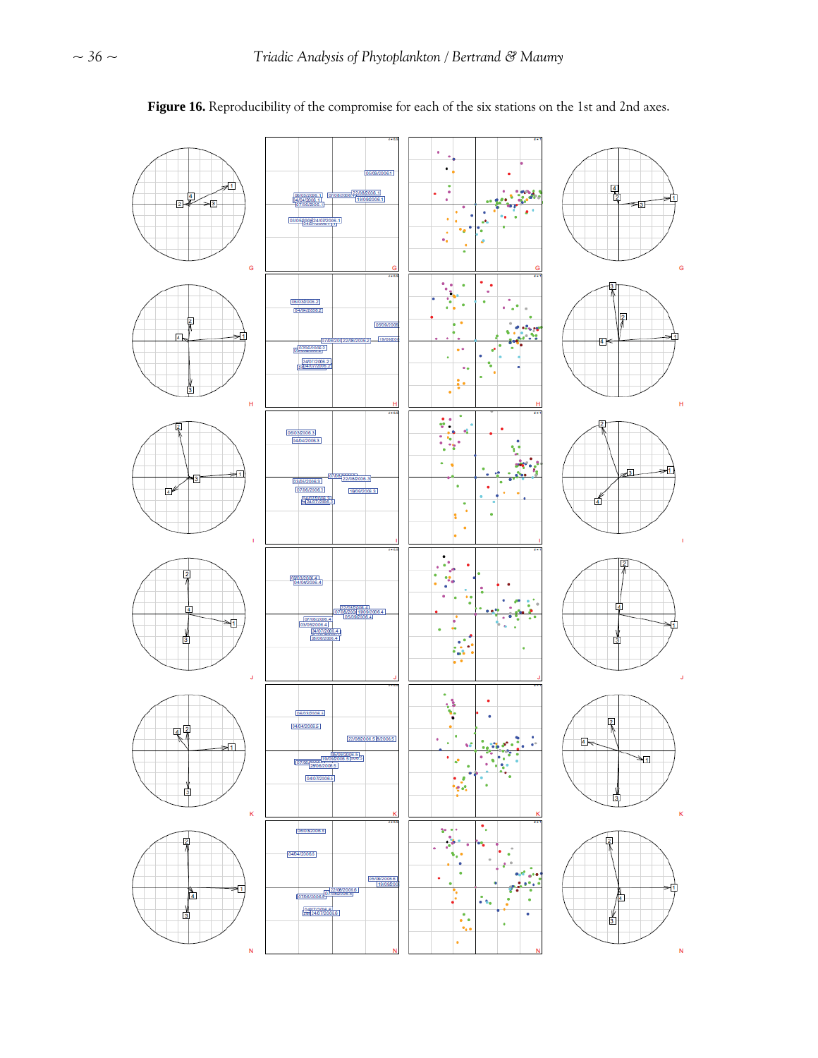**Figure 16.** Reproducibility of the compromise for each of the six stations on the 1st and 2nd axes.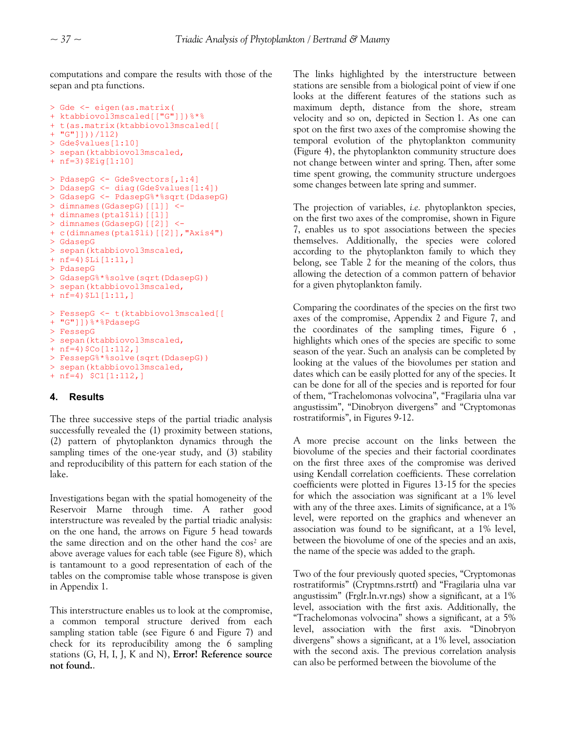computations and compare the results with those of the sepan and pta functions.

```
> Gde <- eigen(as.matrix(
+ ktabbiovol3mscaled[["G"]])%*%
+ t(as.matrix(ktabbiovol3mscaled[[
+ "G"]])))/112)
> Gde$values[1:10]
> sepan(ktabbiovol3mscaled,
+ nf=3)$Eig[1:10]

> PdasepG <- Gde$vectors[,1:4]
> DdasepG <- diag(Gde$values[1:4])
> GdasepG <- PdasepG%*%sqrt(DdasepG)
> dimnames(GdasepG)[[1]] <-
+ dimnames(pta1$li)[[1]]
> dimnames(GdasepG)[[2]] <-
+ c(dimnames(pta1$li)[[2]],"Axis4")
> GdasepG
> sepan(ktabbiovol3mscaled,
+ nf=4)$Li[1:11,]
> PdasepG
> GdasepG%*%solve(sqrt(DdasepG))
> sepan(ktabbiovol3mscaled,
+ nf=4)$L1[1:11,]

> FessepG <- t(ktabbiovol3mscaled[[
+ "G"]])%*%PdasepG
> FessepG
> sepan(ktabbiovol3mscaled,
+ nf=4)$Co[1:112,]
> FessepG%*%solve(sqrt(DdasepG))
> sepan(ktabbiovol3mscaled,
+ nf=4) $C1[1:112,]
```

## 4. Results

The three successive steps of the partial triadic analysis successfully revealed the (1) proximity between stations, (2) pattern of phytoplankton dynamics through the sampling times of the one-year study, and (3) stability and reproducibility of this pattern for each station of the lake.

Investigations began with the spatial homogeneity of the Reservoir Marne through time. A rather good interstructure was revealed by the partial triadic analysis: on the one hand, the arrows on Figure 5 head towards the same direction and on the other hand the $\cos^2$ are above average values for each table (see Figure 8), which is tantamount to a good representation of each of the tables on the compromise table whose transpose is given in Appendix 1.

This interstructure enables us to look at the compromise, a common temporal structure derived from each sampling station table (see Figure 6 and Figure 7) and check for its reproducibility among the 6 sampling stations (G, H, I, J, K and N), **Error! Reference source not found.**.

The links highlighted by the interstructure between stations are sensible from a biological point of view if one looks at the different features of the stations such as maximum depth, distance from the shore, stream velocity and so on, depicted in Section 1. As one can spot on the first two axes of the compromise showing the temporal evolution of the phytoplankton community (Figure 4), the phytoplankton community structure does not change between winter and spring. Then, after some time spent growing, the community structure undergoes some changes between late spring and summer.

The projection of variables, *i.e.* phytoplankton species, on the first two axes of the compromise, shown in Figure 7, enables us to spot associations between the species themselves. Additionally, the species were colored according to the phytoplankton family to which they belong, see Table 2 for the meaning of the colors, thus allowing the detection of a common pattern of behavior for a given phytoplankton family.

Comparing the coordinates of the species on the first two axes of the compromise, Appendix 2 and Figure 7, and the coordinates of the sampling times, Figure 6 , highlights which ones of the species are specific to some season of the year. Such an analysis can be completed by looking at the values of the biovolumes per station and dates which can be easily plotted for any of the species. It can be done for all of the species and is reported for four of them, “Trachelomonas volvocina”, “Fragilaria ulna var angustissim”, “Dinobryon divergens” and “Cryptomonas rostratiformis”, in Figures 9-12.

A more precise account on the links between the biovolume of the species and their factorial coordinates on the first three axes of the compromise was derived using Kendall correlation coefficients. These correlation coefficients were plotted in Figures 13-15 for the species for which the association was significant at a 1% level with any of the three axes. Limits of significance, at a 1% level, were reported on the graphics and whenever an association was found to be significant, at a 1% level, between the biovolume of one of the species and an axis, the name of the specie was added to the graph.

Two of the four previously quoted species, “Cryptomonas rostratiformis” (Cryptmns.rstrtf) and “Fragilaria ulna var angustissim” (Frglr.ln.vr.ngs) show a significant, at a 1% level, association with the first axis. Additionally, the “Trachelomonas volvocina” shows a significant, at a 5% level, association with the first axis. “Dinobryon divergens” shows a significant, at a 1% level, association with the second axis. The previous correlation analysis can also be performed between the biovolume of the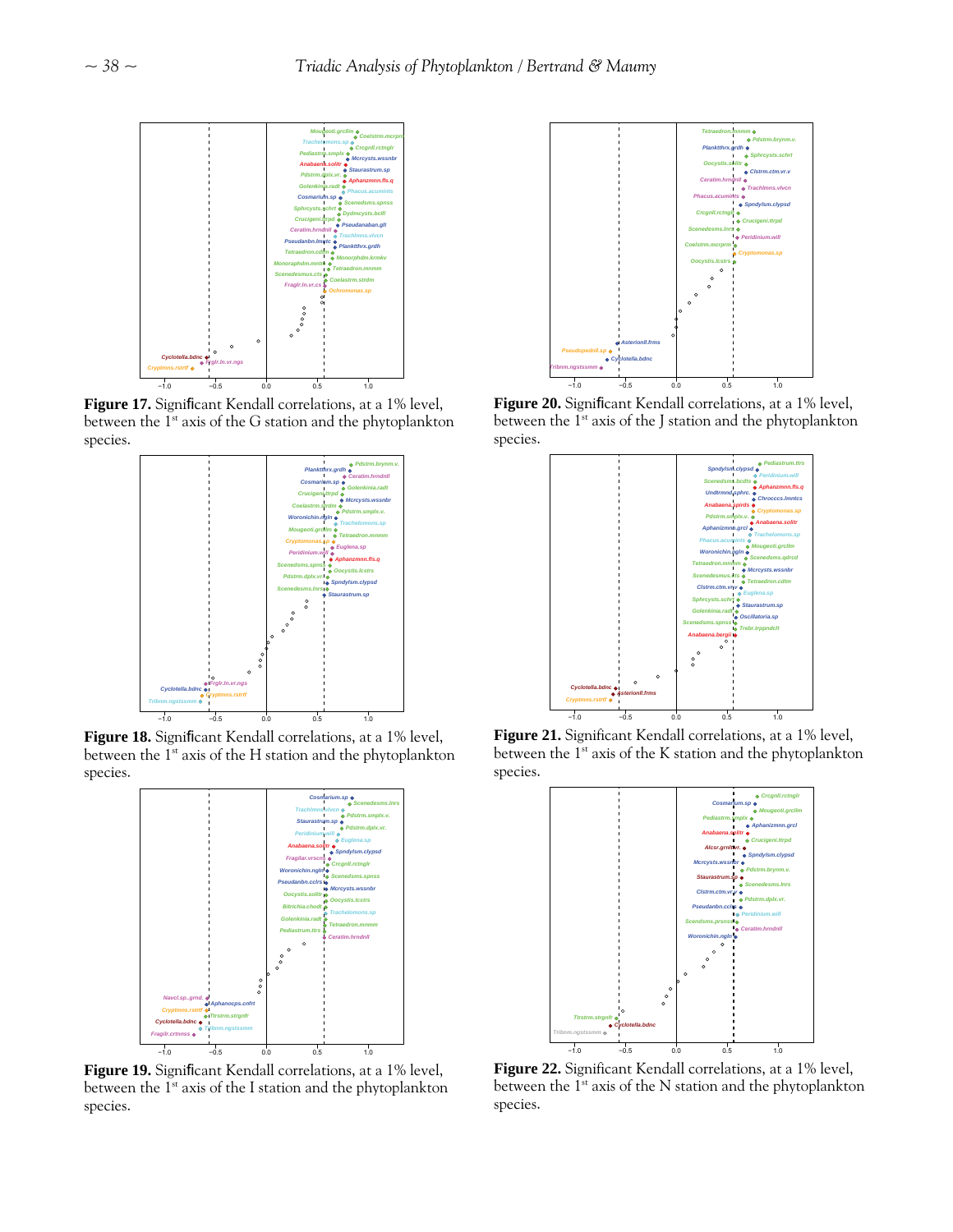**Figure 17.** Significant Kendall correlations, at a 1% level, between the 1[st] axis of the G station and the phytoplankton species.

**Figure 18.** Significant Kendall correlations, at a 1% level, between the 1[st] axis of the H station and the phytoplankton species.

**Figure 19.** Significant Kendall correlations, at a 1% level, between the 1[st] axis of the I station and the phytoplankton species.

**Figure 20.** Significant Kendall correlations, at a 1% level, between the 1[st] axis of the J station and the phytoplankton species.

**Figure 21.** Significant Kendall correlations, at a 1% level, between the 1[st] axis of the K station and the phytoplankton species.

**Figure 22.** Significant Kendall correlations, at a 1% level, between the 1[st] axis of the N station and the phytoplankton species.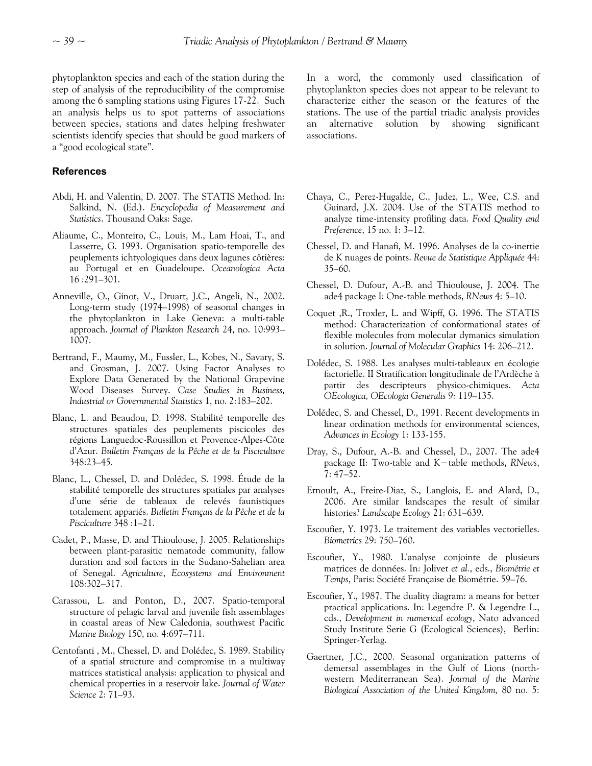phytoplankton species and each of the station during the step of analysis of the reproducibility of the compromise among the 6 sampling stations using Figures 17-22. Such an analysis helps us to spot patterns of associations between species, stations and dates helping freshwater scientists identify species that should be good markers of a "good ecological state".

In a word, the commonly used classification of phytoplankton species does not appear to be relevant to characterize either the season or the features of the stations. The use of the partial triadic analysis provides an alternative solution by showing significant associations.

## References

Abdi, H. and Valentin, D. 2007. The STATIS Method. In: Salkind, N. (Ed.). *Encyclopedia of Measurement and Statistics*. Thousand Oaks: Sage.

Aliaume, C., Monteiro, C., Louis, M., Lam Hoai, T., and Lasserre, G. 1993. Organisation spatio-temporelle des peuplements ichtyologiques dans deux lagunes côtières: au Portugal et en Guadeloupe. *Oceanologica Acta* 16 :291–301.

Anneville, O., Ginot, V., Druart, J.C., Angeli, N., 2002. Long-term study (1974–1998) of seasonal changes in the phytoplankton in Lake Geneva: a multi-table approach. *Journal of Plankton Research* 24, no. 10:993–1007.

Bertrand, F., Maumy, M., Fussler, L., Kobes, N., Savary, S. and Grosman, J. 2007. Using Factor Analyses to Explore Data Generated by the National Grapevine Wood Diseases Survey. *Case Studies in Business, Industrial or Governmental Statistics* 1, no. 2:183–202.

Blanc, L. and Beaudou, D. 1998. Stabilité temporelle des structures spatiales des peuplements piscicoles des régions Languedoc-Roussillon et Provence-Alpes-Côte d'Azur. *Bulletin Français de la Pêche et de la Pisciculture* 348:23–45.

Blanc, L., Chessel, D. and Dolédec, S. 1998. Étude de la stabilité temporelle des structures spatiales par analyses d'une série de tableaux de relevés faunistiques totalement appariés. *Bulletin Français de la Pêche et de la Pisciculture* 348 :1–21.

Cadet, P., Masse, D. and Thioulouse, J. 2005. Relationships between plant-parasitic nematode community, fallow duration and soil factors in the Sudano-Sahelian area of Senegal. *Agriculture*, *Ecosystems and Environment* 108:302–317.

Carassou, L. and Ponton, D., 2007. Spatio-temporal structure of pelagic larval and juvenile fish assemblages in coastal areas of New Caledonia, southwest Pacific *Marine Biology* 150, no. 4:697–711.

Centofanti , M., Chessel, D. and Dolédec, S. 1989. Stability of a spatial structure and compromise in a multiway matrices statistical analysis: application to physical and chemical properties in a reservoir lake. *Journal of Water Science* 2: 71–93.

Chaya, C., Perez-Hugalde, C., Judez, L., Wee, C.S. and Guinard, J.X. 2004. Use of the STATIS method to analyze time-intensity profiling data. *Food Quality and Preference*, 15 no. 1: 3–12.

Chessel, D. and Hanafi, M. 1996. Analyses de la co-inertie de K nuages de points. *Revue de Statistique Appliquée* 44: 35–60.

Chessel, D. Dufour, A.-B. and Thioulouse, J. 2004. The ade4 package I: One-table methods, *RNews* 4: 5–10.

Coquet ,R., Troxler, L. and Wipff, G. 1996. The STATIS method: Characterization of conformational states of flexible molecules from molecular dymanics simulation in solution. *Journal of Molecular Graphics* 14: 206–212.

Dolédec, S. 1988. Les analyses multi-tableaux en écologie factorielle. II Stratification longitudinale de l'Ardèche à partir des descripteurs physico-chimiques. *Acta OEcologica, OEcologia Generalis* 9: 119–135.

Dolédec, S. and Chessel, D., 1991. Recent developments in linear ordination methods for environmental sciences, *Advances in Ecology* 1: 133-155.

Dray, S., Dufour, A.-B. and Chessel, D., 2007. The ade4 package II: Two-table and K−table methods, *RNews*, 7: 47–52.

Ernoult, A., Freire-Diaz, S., Langlois, E. and Alard, D., 2006. Are similar landscapes the result of similar histories? *Landscape Ecology* 21: 631–639.

Escoufier, Y. 1973. Le traitement des variables vectorielles. *Biometrics* 29: 750–760.

Escoufier, Y., 1980. L'analyse conjointe de plusieurs matrices de données. In: Jolivet *et al.*, eds., *Biométrie et Temps*, Paris: Société Française de Biométrie. 59–76.

Escoufier, Y., 1987. The duality diagram: a means for better practical applications. In: Legendre P. & Legendre L., cds., *Development in numerical ecology*, Nato advanced Study Institute Serie G (Ecological Sciences), Berlin: Springer-Yerlag.

Gaertner, J.C., 2000. Seasonal organization patterns of demersal assemblages in the Gulf of Lions (north-western Mediterranean Sea). *Journal of the Marine Biological Association of the United Kingdom,* 80 no. 5: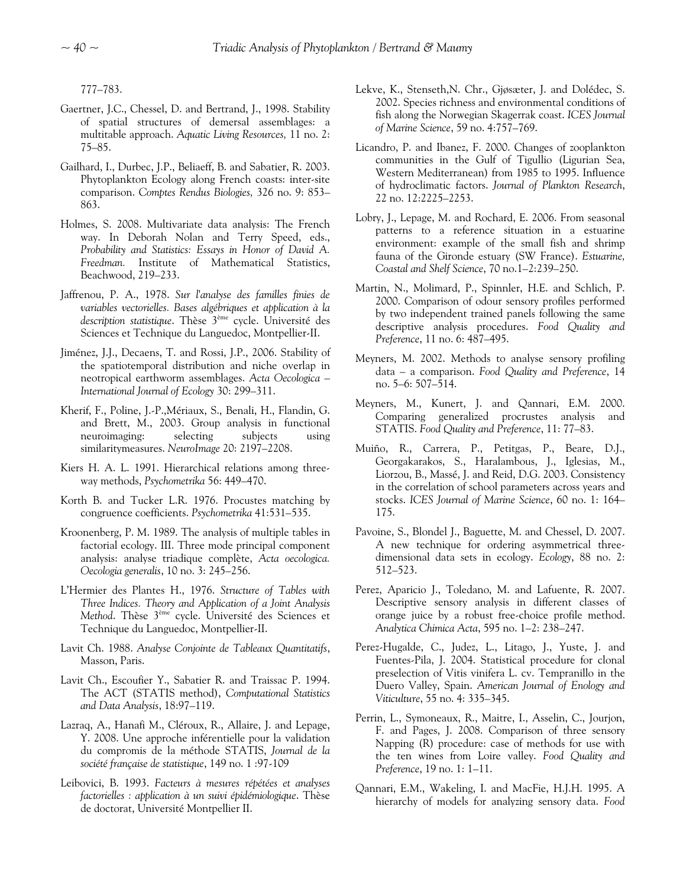777–783.

Gaertner, J.C., Chessel, D. and Bertrand, J., 1998. Stability of spatial structures of demersal assemblages: a multitable approach. *Aquatic Living Resources,* 11 no. 2: 75–85.

Gailhard, I., Durbec, J.P., Beliaeff, B. and Sabatier, R. 2003. Phytoplankton Ecology along French coasts: inter-site comparison. *Comptes Rendus Biologies,* 326 no. 9: 853–863.

Holmes, S. 2008. Multivariate data analysis: The French way. In Deborah Nolan and Terry Speed, eds., *Probability and Statistics: Essays in Honor of David A. Freedman.* Institute of Mathematical Statistics, Beachwood, 219–233.

Jaffrenou, P. A., 1978. *Sur l'analyse des familles finies de variables vectorielles. Bases algébriques et application à la description statistique*. Thèse 3[ème] cycle. Université des Sciences et Technique du Languedoc, Montpellier-II.

Jiménez, J.J., Decaens, T. and Rossi, J.P., 2006. Stability of the spatiotemporal distribution and niche overlap in neotropical earthworm assemblages. *Acta Oecologica – International Journal of Ecology* 30: 299–311.

Kherif, F., Poline, J.-P.,Mériaux, S., Benali, H., Flandin, G. and Brett, M., 2003. Group analysis in functional neuroimaging: selecting subjects using similaritymeasures. *NeuroImage* 20: 2197–2208.

Kiers H. A. L. 1991. Hierarchical relations among three-way methods, *Psychometrika* 56: 449–470.

Korth B. and Tucker L.R. 1976. Procustes matching by congruence coefficients. *Psychometrika* 41:531–535.

Kroonenberg, P. M. 1989. The analysis of multiple tables in factorial ecology. III. Three mode principal component analysis: analyse triadique complète, *Acta oecologica. Oecologia generalis*, 10 no. 3: 245–256.

L'Hermier des Plantes H., 1976. *Structure of Tables with Three Indices. Theory and Application of a Joint Analysis Method*. Thèse 3[ème] cycle. Université des Sciences et Technique du Languedoc, Montpellier-II.

Lavit Ch. 1988. *Analyse Conjointe de Tableaux Quantitatifs*, Masson, Paris.

Lavit Ch., Escoufier Y., Sabatier R. and Traissac P. 1994. The ACT (STATIS method), *Computational Statistics and Data Analysis*, 18:97–119.

Lazraq, A., Hanafi M., Cléroux, R., Allaire, J. and Lepage, Y. 2008. Une approche inférentielle pour la validation du compromis de la méthode STATIS, *Journal de la société française de statistique*, 149 no. 1 :97-109

Leibovici, B. 1993. *Facteurs à mesures répétées et analyses factorielles : application à un suivi épidémiologique*. Thèse de doctorat, Université Montpellier II.

Lekve, K., Stenseth,N. Chr., Gjøsæter, J. and Dolédec, S. 2002. Species richness and environmental conditions of fish along the Norwegian Skagerrak coast. *ICES Journal of Marine Science*, 59 no. 4:757–769.

Licandro, P. and Ibanez, F. 2000. Changes of zooplankton communities in the Gulf of Tigullio (Ligurian Sea, Western Mediterranean) from 1985 to 1995. Influence of hydroclimatic factors. *Journal of Plankton Research*, 22 no. 12:2225–2253.

Lobry, J., Lepage, M. and Rochard, E. 2006. From seasonal patterns to a reference situation in a estuarine environment: example of the small fish and shrimp fauna of the Gironde estuary (SW France). *Estuarine, Coastal and Shelf Science*, 70 no.1–2:239–250.

Martin, N., Molimard, P., Spinnler, H.E. and Schlich, P. 2000. Comparison of odour sensory profiles performed by two independent trained panels following the same descriptive analysis procedures. *Food Quality and Preference*, 11 no. 6: 487–495.

Meyners, M. 2002. Methods to analyse sensory profiling data – a comparison. *Food Quality and Preference*, 14 no. 5–6: 507–514.

Meyners, M., Kunert, J. and Qannari, E.M. 2000. Comparing generalized procrustes analysis and STATIS. *Food Quality and Preference*, 11: 77–83.

Muiño, R., Carrera, P., Petitgas, P., Beare, D.J., Georgakarakos, S., Haralambous, J., Iglesias, M., Liorzou, B., Massé, J. and Reid, D.G. 2003. Consistency in the correlation of school parameters across years and stocks. *ICES Journal of Marine Science*, 60 no. 1: 164–175.

Pavoine, S., Blondel J., Baguette, M. and Chessel, D. 2007. A new technique for ordering asymmetrical three-dimensional data sets in ecology. *Ecology*, 88 no. 2: 512–523.

Perez, Aparicio J., Toledano, M. and Lafuente, R. 2007. Descriptive sensory analysis in different classes of orange juice by a robust free-choice profile method. *Analytica Chimica Acta*, 595 no. 1–2: 238–247.

Perez-Hugalde, C., Judez, L., Litago, J., Yuste, J. and Fuentes-Pila, J. 2004. Statistical procedure for clonal preselection of Vitis vinifera L. cv. Tempranillo in the Duero Valley, Spain. *American Journal of Enology and Viticulture*, 55 no. 4: 335–345.

Perrin, L., Symoneaux, R., Maitre, I., Asselin, C., Jourjon, F. and Pages, J. 2008. Comparison of three sensory Napping (R) procedure: case of methods for use with the ten wines from Loire valley. *Food Quality and Preference*, 19 no. 1: 1–11.

Qannari, E.M., Wakeling, I. and MacFie, H.J.H. 1995. A hierarchy of models for analyzing sensory data. *Food*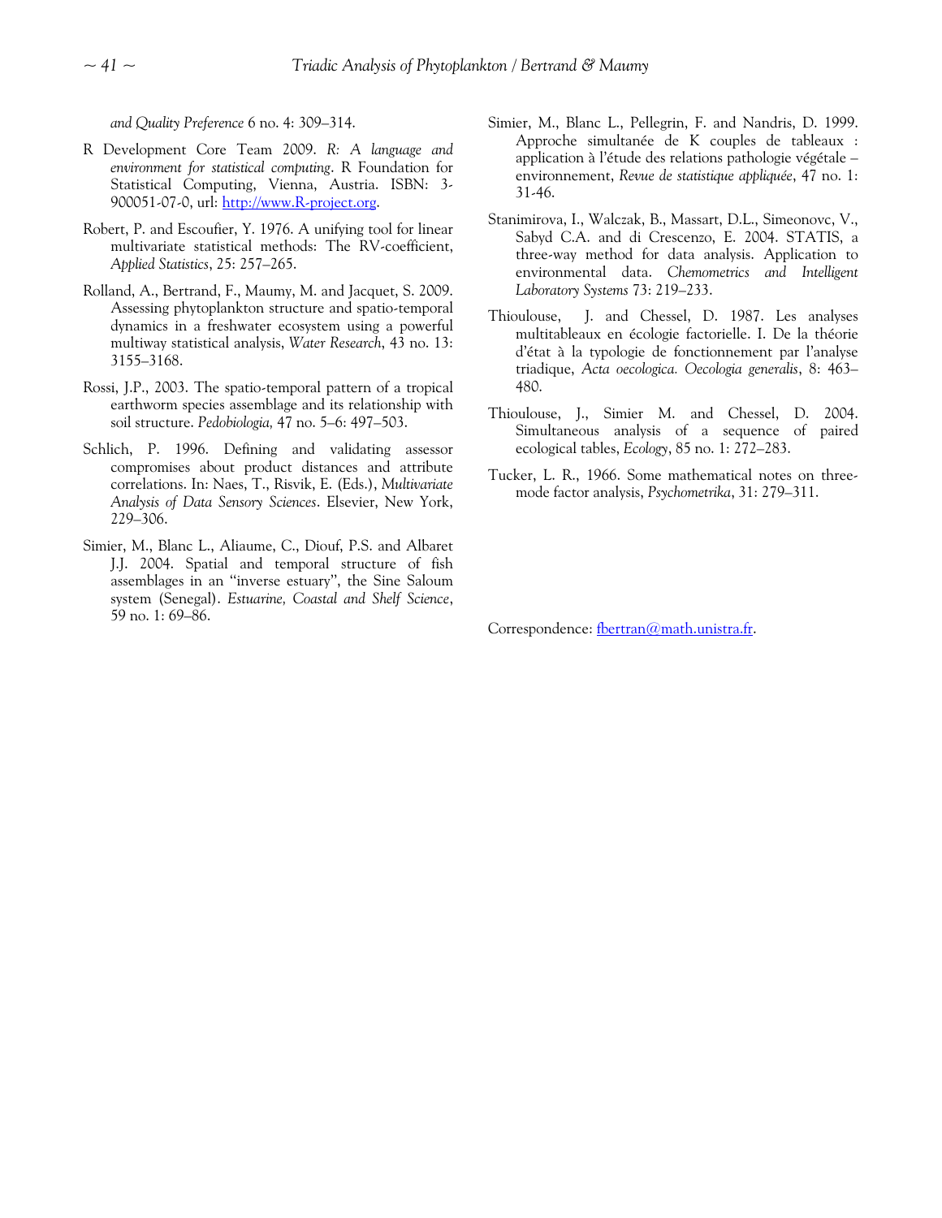*and Quality Preference* 6 no. 4: 309–314.

R Development Core Team 2009. *R: A language and environment for statistical computing*. R Foundation for Statistical Computing, Vienna, Austria. ISBN: 3-900051-07-0, url: http://www.R-project.org.

Robert, P. and Escoufier, Y. 1976. A unifying tool for linear multivariate statistical methods: The RV-coefficient, *Applied Statistics*, 25: 257–265.

Rolland, A., Bertrand, F., Maumy, M. and Jacquet, S. 2009. Assessing phytoplankton structure and spatio-temporal dynamics in a freshwater ecosystem using a powerful multiway statistical analysis, *Water Research*, 43 no. 13: 3155–3168.

Rossi, J.P., 2003. The spatio-temporal pattern of a tropical earthworm species assemblage and its relationship with soil structure. *Pedobiologia,* 47 no. 5–6: 497–503.

Schlich, P. 1996. Defining and validating assessor compromises about product distances and attribute correlations. In: Naes, T., Risvik, E. (Eds.), *Multivariate Analysis of Data Sensory Sciences*. Elsevier, New York, 229–306.

Simier, M., Blanc L., Aliaume, C., Diouf, P.S. and Albaret J.J. 2004. Spatial and temporal structure of fish assemblages in an "inverse estuary", the Sine Saloum system (Senegal). *Estuarine, Coastal and Shelf Science*, 59 no. 1: 69–86.

Simier, M., Blanc L., Pellegrin, F. and Nandris, D. 1999. Approche simultanée de K couples de tableaux : application à l'étude des relations pathologie végétale – environnement, *Revue de statistique appliquée*, 47 no. 1: 31-46.

Stanimirova, I., Walczak, B., Massart, D.L., Simeonovc, V., Sabyd C.A. and di Crescenzo, E. 2004. STATIS, a three-way method for data analysis. Application to environmental data. *Chemometrics and Intelligent Laboratory Systems* 73: 219–233.

Thioulouse, J. and Chessel, D. 1987. Les analyses multitableaux en écologie factorielle. I. De la théorie d'état à la typologie de fonctionnement par l'analyse triadique, *Acta oecologica. Oecologia generalis*, 8: 463–480.

Thioulouse, J., Simier M. and Chessel, D. 2004. Simultaneous analysis of a sequence of paired ecological tables, *Ecology*, 85 no. 1: 272–283.

Tucker, L. R., 1966. Some mathematical notes on three-mode factor analysis, *Psychometrika*, 31: 279–311.

Correspondence: fbertran@math.unistra.fr.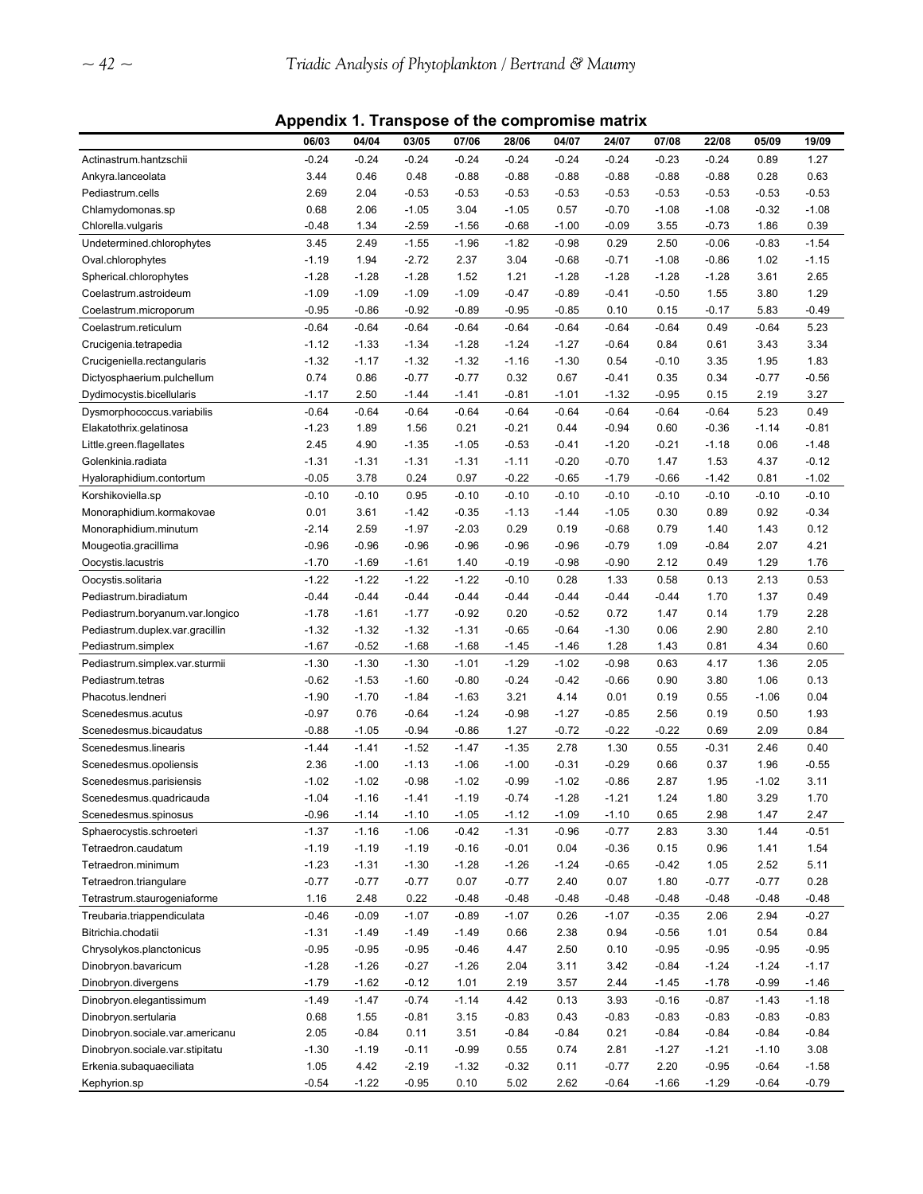**Appendix 1. Transpose of the compromise matrix**

| | 06/03 | 04/04 | 03/05 | 07/06 | 28/06 | 04/07 | 24/07 | 07/08 | 22/08 | 05/09 | 19/09 |
|---|---|---|---|---|---|---|---|---|---|---|---|
| Actinastrum.hantzschii | -0.24 | -0.24 | -0.24 | -0.24 | -0.24 | -0.24 | -0.24 | -0.23 | -0.24 | 0.89 | 1.27 |
| Ankyra.lanceolata | 3.44 | 0.46 | 0.48 | -0.88 | -0.88 | -0.88 | -0.88 | -0.88 | -0.88 | 0.28 | 0.63 |
| Pediastrum.cells | 2.69 | 2.04 | -0.53 | -0.53 | -0.53 | -0.53 | -0.53 | -0.53 | -0.53 | -0.53 | -0.53 |
| Chlamydomonas.sp | 0.68 | 2.06 | -1.05 | 3.04 | -1.05 | 0.57 | -0.70 | -1.08 | -1.08 | -0.32 | -1.08 |
| Chlorella.vulgaris | -0.48 | 1.34 | -2.59 | -1.56 | -0.68 | -1.00 | -0.09 | 3.55 | -0.73 | 1.86 | 0.39 |
| Undetermined.chlorophytes | 3.45 | 2.49 | -1.55 | -1.96 | -1.82 | -0.98 | 0.29 | 2.50 | -0.06 | -0.83 | -1.54 |
| Oval.chlorophytes | -1.19 | 1.94 | -2.72 | 2.37 | 3.04 | -0.68 | -0.71 | -1.08 | -0.86 | 1.02 | -1.15 |
| Spherical.chlorophytes | -1.28 | -1.28 | -1.28 | 1.52 | 1.21 | -1.28 | -1.28 | -1.28 | -1.28 | 3.61 | 2.65 |
| Coelastrum.astroideum | -1.09 | -1.09 | -1.09 | -1.09 | -0.47 | -0.89 | -0.41 | -0.50 | 1.55 | 3.80 | 1.29 |
| Coelastrum.microporum | -0.95 | -0.86 | -0.92 | -0.89 | -0.95 | -0.85 | 0.10 | 0.15 | -0.17 | 5.83 | -0.49 |
| Coelastrum.reticulum | -0.64 | -0.64 | -0.64 | -0.64 | -0.64 | -0.64 | -0.64 | -0.64 | 0.49 | -0.64 | 5.23 |
| Crucigenia.tetrapedia | -1.12 | -1.33 | -1.34 | -1.28 | -1.24 | -1.27 | -0.64 | 0.84 | 0.61 | 3.43 | 3.34 |
| Crucigeniella.rectangularis | -1.32 | -1.17 | -1.32 | -1.32 | -1.16 | -1.30 | 0.54 | -0.10 | 3.35 | 1.95 | 1.83 |
| Dictyosphaerium.pulchellum | 0.74 | 0.86 | -0.77 | -0.77 | 0.32 | 0.67 | -0.41 | 0.35 | 0.34 | -0.77 | -0.56 |
| Dydimocystis.bicellularis | -1.17 | 2.50 | -1.44 | -1.41 | -0.81 | -1.01 | -1.32 | -0.95 | 0.15 | 2.19 | 3.27 |
| Dysmorphococcus.variabilis | -0.64 | -0.64 | -0.64 | -0.64 | -0.64 | -0.64 | -0.64 | -0.64 | -0.64 | 5.23 | 0.49 |
| Elakatothrix.gelatinosa | -1.23 | 1.89 | 1.56 | 0.21 | -0.21 | 0.44 | -0.94 | 0.60 | -0.36 | -1.14 | -0.81 |
| Little.green.flagellates | 2.45 | 4.90 | -1.35 | -1.05 | -0.53 | -0.41 | -1.20 | -0.21 | -1.18 | 0.06 | -1.48 |
| Golenkinia.radiata | -1.31 | -1.31 | -1.31 | -1.31 | -1.11 | -0.20 | -0.70 | 1.47 | 1.53 | 4.37 | -0.12 |
| Hyaloraphidium.contortum | -0.05 | 3.78 | 0.24 | 0.97 | -0.22 | -0.65 | -1.79 | -0.66 | -1.42 | 0.81 | -1.02 |
| Korshikoviella.sp | -0.10 | -0.10 | 0.95 | -0.10 | -0.10 | -0.10 | -0.10 | -0.10 | -0.10 | -0.10 | -0.10 |
| Monoraphidium.kormakovae | 0.01 | 3.61 | -1.42 | -0.35 | -1.13 | -1.44 | -1.05 | 0.30 | 0.89 | 0.92 | -0.34 |
| Monoraphidium.minutum | -2.14 | 2.59 | -1.97 | -2.03 | 0.29 | 0.19 | -0.68 | 0.79 | 1.40 | 1.43 | 0.12 |
| Mougeotia.gracillima | -0.96 | -0.96 | -0.96 | -0.96 | -0.96 | -0.96 | -0.79 | 1.09 | -0.84 | 2.07 | 4.21 |
| Oocystis.lacustris | -1.70 | -1.69 | -1.61 | 1.40 | -0.19 | -0.98 | -0.90 | 2.12 | 0.49 | 1.29 | 1.76 |
| Oocystis.solitaria | -1.22 | -1.22 | -1.22 | -1.22 | -0.10 | 0.28 | 1.33 | 0.58 | 0.13 | 2.13 | 0.53 |
| Pediastrum.biradiatum | -0.44 | -0.44 | -0.44 | -0.44 | -0.44 | -0.44 | -0.44 | -0.44 | 1.70 | 1.37 | 0.49 |
| Pediastrum.boryanum.var.longico | -1.78 | -1.61 | -1.77 | -0.92 | 0.20 | -0.52 | 0.72 | 1.47 | 0.14 | 1.79 | 2.28 |
| Pediastrum.duplex.var.gracillin | -1.32 | -1.32 | -1.32 | -1.31 | -0.65 | -0.64 | -1.30 | 0.06 | 2.90 | 2.80 | 2.10 |
| Pediastrum.simplex | -1.67 | -0.52 | -1.68 | -1.68 | -1.45 | -1.46 | 1.28 | 1.43 | 0.81 | 4.34 | 0.60 |
| Pediastrum.simplex.var.sturmii | -1.30 | -1.30 | -1.30 | -1.01 | -1.29 | -1.02 | -0.98 | 0.63 | 4.17 | 1.36 | 2.05 |
| Pediastrum.tetras | -0.62 | -1.53 | -1.60 | -0.80 | -0.24 | -0.42 | -0.66 | 0.90 | 3.80 | 1.06 | 0.13 |
| Phacotus.lendneri | -1.90 | -1.70 | -1.84 | -1.63 | 3.21 | 4.14 | 0.01 | 0.19 | 0.55 | -1.06 | 0.04 |
| Scenedesmus.acutus | -0.97 | 0.76 | -0.64 | -1.24 | -0.98 | -1.27 | -0.85 | 2.56 | 0.19 | 0.50 | 1.93 |
| Scenedesmus.bicaudatus | -0.88 | -1.05 | -0.94 | -0.86 | 1.27 | -0.72 | -0.22 | -0.22 | 0.69 | 2.09 | 0.84 |
| Scenedesmus.linearis | -1.44 | -1.41 | -1.52 | -1.47 | -1.35 | 2.78 | 1.30 | 0.55 | -0.31 | 2.46 | 0.40 |
| Scenedesmus.opoliensis | 2.36 | -1.00 | -1.13 | -1.06 | -1.00 | -0.31 | -0.29 | 0.66 | 0.37 | 1.96 | -0.55 |
| Scenedesmus.parisiensis | -1.02 | -1.02 | -0.98 | -1.02 | -0.99 | -1.02 | -0.86 | 2.87 | 1.95 | -1.02 | 3.11 |
| Scenedesmus.quadricauda | -1.04 | -1.16 | -1.41 | -1.19 | -0.74 | -1.28 | -1.21 | 1.24 | 1.80 | 3.29 | 1.70 |
| Scenedesmus.spinosus | -0.96 | -1.14 | -1.10 | -1.05 | -1.12 | -1.09 | -1.10 | 0.65 | 2.98 | 1.47 | 2.47 |
| Sphaerocystis.schroeteri | -1.37 | -1.16 | -1.06 | -0.42 | -1.31 | -0.96 | -0.77 | 2.83 | 3.30 | 1.44 | -0.51 |
| Tetraedron.caudatum | -1.19 | -1.19 | -1.19 | -0.16 | -0.01 | 0.04 | -0.36 | 0.15 | 0.96 | 1.41 | 1.54 |
| Tetraedron.minimum | -1.23 | -1.31 | -1.30 | -1.28 | -1.26 | -1.24 | -0.65 | -0.42 | 1.05 | 2.52 | 5.11 |
| Tetraedron.triangulare | -0.77 | -0.77 | -0.77 | 0.07 | -0.77 | 2.40 | 0.07 | 1.80 | -0.77 | -0.77 | 0.28 |
| Tetrastrum.staurogeniaforme | 1.16 | 2.48 | 0.22 | -0.48 | -0.48 | -0.48 | -0.48 | -0.48 | -0.48 | -0.48 | -0.48 |
| Treubaria.triappendiculata | -0.46 | -0.09 | -1.07 | -0.89 | -1.07 | 0.26 | -1.07 | -0.35 | 2.06 | 2.94 | -0.27 |
| Bitrichia.chodatii | -1.31 | -1.49 | -1.49 | -1.49 | 0.66 | 2.38 | 0.94 | -0.56 | 1.01 | 0.54 | 0.84 |
| Chrysolykos.planctonicus | -0.95 | -0.95 | -0.95 | -0.46 | 4.47 | 2.50 | 0.10 | -0.95 | -0.95 | -0.95 | -0.95 |
| Dinobryon.bavaricum | -1.28 | -1.26 | -0.27 | -1.26 | 2.04 | 3.11 | 3.42 | -0.84 | -1.24 | -1.24 | -1.17 |
| Dinobryon.divergens | -1.79 | -1.62 | -0.12 | 1.01 | 2.19 | 3.57 | 2.44 | -1.45 | -1.78 | -0.99 | -1.46 |
| Dinobryon.elegantissimum | -1.49 | -1.47 | -0.74 | -1.14 | 4.42 | 0.13 | 3.93 | -0.16 | -0.87 | -1.43 | -1.18 |
| Dinobryon.sertularia | 0.68 | 1.55 | -0.81 | 3.15 | -0.83 | 0.43 | -0.83 | -0.83 | -0.83 | -0.83 | -0.83 |
| Dinobryon.sociale.var.americanu | 2.05 | -0.84 | 0.11 | 3.51 | -0.84 | -0.84 | 0.21 | -0.84 | -0.84 | -0.84 | -0.84 |
| Dinobryon.sociale.var.stipitatu | -1.30 | -1.19 | -0.11 | -0.99 | 0.55 | 0.74 | 2.81 | -1.27 | -1.21 | -1.10 | 3.08 |
| Erkenia.subaquaeciliata | 1.05 | 4.42 | -2.19 | -1.32 | -0.32 | 0.11 | -0.77 | 2.20 | -0.95 | -0.64 | -1.58 |
| Kephyrion.sp | -0.54 | -1.22 | -0.95 | 0.10 | 5.02 | 2.62 | -0.64 | -1.66 | -1.29 | -0.64 | -0.79 |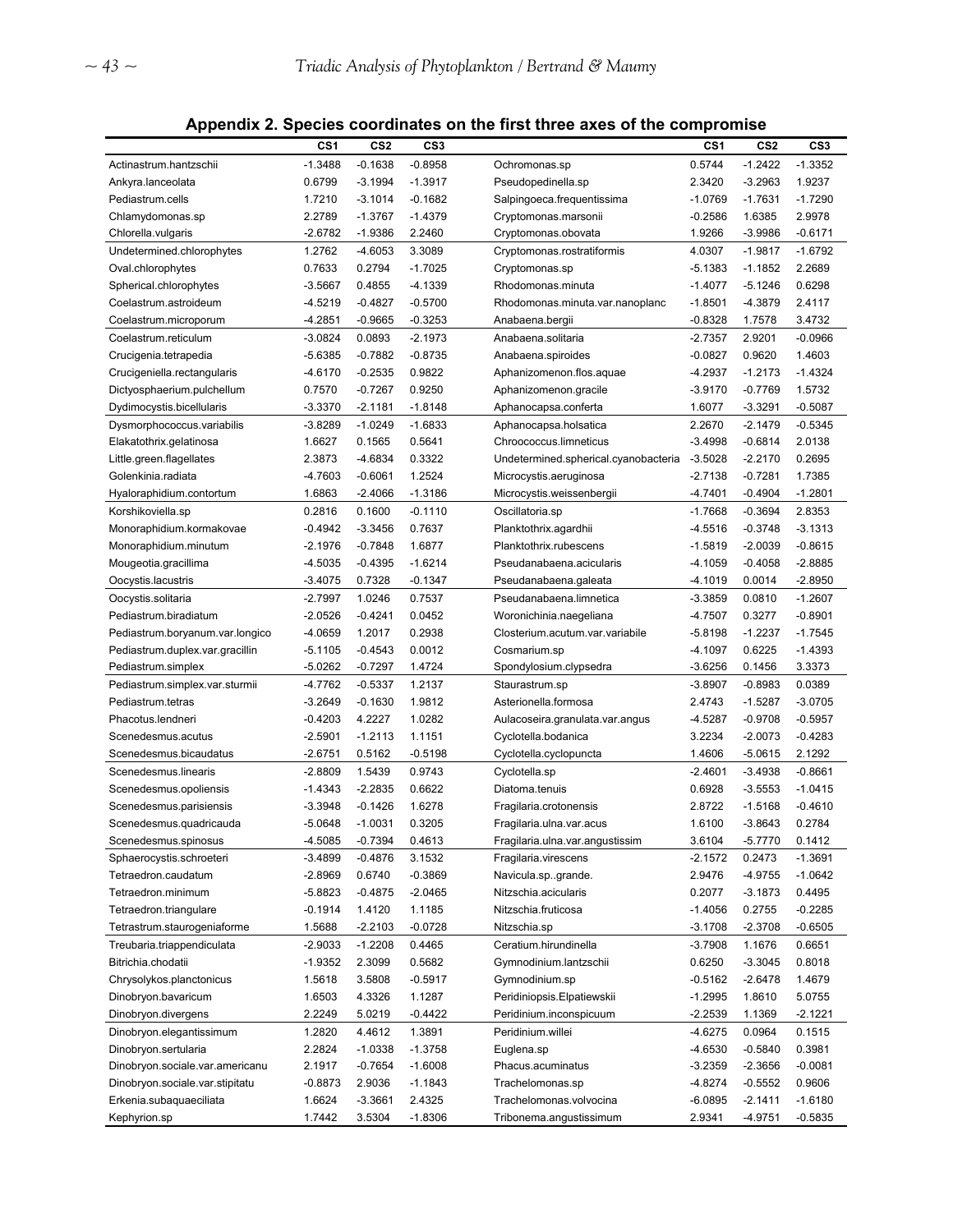## Appendix 2. Species coordinates on the first three axes of the compromise

| | CS1 | CS2 | CS3 | | CS1 | CS2 | CS3 |
|---|---|---|---|---|---|---|---|
| Actinastrum.hantzschii | -1.3488 | -0.1638 | -0.8958 | Ochromonas.sp | 0.5744 | -1.2422 | -1.3352 |
| Ankyra.lanceolata | 0.6799 | -3.1994 | -1.3917 | Pseudopedinella.sp | 2.3420 | -3.2963 | 1.9237 |
| Pediastrum.cells | 1.7210 | -3.1014 | -0.1682 | Salpingoeca.frequentissima | -1.0769 | -1.7631 | -1.7290 |
| Chlamydomonas.sp | 2.2789 | -1.3767 | -1.4379 | Cryptomonas.marsonii | -0.2586 | 1.6385 | 2.9978 |
| Chlorella.vulgaris | -2.6782 | -1.9386 | 2.2460 | Cryptomonas.obovata | 1.9266 | -3.9986 | -0.6171 |
| Undetermined.chlorophytes | 1.2762 | -4.6053 | 3.3089 | Cryptomonas.rostratiformis | 4.0307 | -1.9817 | -1.6792 |
| Oval.chlorophytes | 0.7633 | 0.2794 | -1.7025 | Cryptomonas.sp | -5.1383 | -1.1852 | 2.2689 |
| Spherical.chlorophytes | -3.5667 | 0.4855 | -4.1339 | Rhodomonas.minuta | -1.4077 | -5.1246 | 0.6298 |
| Coelastrum.astroideum | -4.5219 | -0.4827 | -0.5700 | Rhodomonas.minuta.var.nanoplanc | -1.8501 | -4.3879 | 2.4117 |
| Coelastrum.microporum | -4.2851 | -0.9665 | -0.3253 | Anabaena.bergii | -0.8328 | 1.7578 | 3.4732 |
| Coelastrum.reticulum | -3.0824 | 0.0893 | -2.1973 | Anabaena.solitaria | -2.7357 | 2.9201 | -0.0966 |
| Crucigenia.tetrapedia | -5.6385 | -0.7882 | -0.8735 | Anabaena.spiroides | -0.0827 | 0.9620 | 1.4603 |
| Crucigeniella.rectangularis | -4.6170 | -0.2535 | 0.9822 | Aphanizomenon.flos.aquae | -4.2937 | -1.2173 | -1.4324 |
| Dictyosphaerium.pulchellum | 0.7570 | -0.7267 | 0.9250 | Aphanizomenon.gracile | -3.9170 | -0.7769 | 1.5732 |
| Dydimocystis.bicellularis | -3.3370 | -2.1181 | -1.8148 | Aphanocapsa.conferta | 1.6077 | -3.3291 | -0.5087 |
| Dysmorphococcus.variabilis | -3.8289 | -1.0249 | -1.6833 | Aphanocapsa.holsatica | 2.2670 | -2.1479 | -0.5345 |
| Elakatothrix.gelatinosa | 1.6627 | 0.1565 | 0.5641 | Chroococcus.limneticus | -3.4998 | -0.6814 | 2.0138 |
| Little.green.flagellates | 2.3873 | -4.6834 | 0.3322 | Undetermined.spherical.cyanobacteria | -3.5028 | -2.2170 | 0.2695 |
| Golenkinia.radiata | -4.7603 | -0.6061 | 1.2524 | Microcystis.aeruginosa | -2.7138 | -0.7281 | 1.7385 |
| Hyaloraphidium.contortum | 1.6863 | -2.4066 | -1.3186 | Microcystis.weissenbergii | -4.7401 | -0.4904 | -1.2801 |
| Korshikoviella.sp | 0.2816 | 0.1600 | -0.1110 | Oscillatoria.sp | -1.7668 | -0.3694 | 2.8353 |
| Monoraphidium.kormakovae | -0.4942 | -3.3456 | 0.7637 | Planktothrix.agardhii | -4.5516 | -0.3748 | -3.1313 |
| Monoraphidium.minutum | -2.1976 | -0.7848 | 1.6877 | Planktothrix.rubescens | -1.5819 | -2.0039 | -0.8615 |
| Mougeotia.gracillima | -4.5035 | -0.4395 | -1.6214 | Pseudanabaena.acicularis | -4.1059 | -0.4058 | -2.8885 |
| Oocystis.lacustris | -3.4075 | 0.7328 | -0.1347 | Pseudanabaena.galeata | -4.1019 | 0.0014 | -2.8950 |
| Oocystis.solitaria | -2.7997 | 1.0246 | 0.7537 | Pseudanabaena.limnetica | -3.3859 | 0.0810 | -1.2607 |
| Pediastrum.biradiatum | -2.0526 | -0.4241 | 0.0452 | Woronichinia.naegeliana | -4.7507 | 0.3277 | -0.8901 |
| Pediastrum.boryanum.var.longico | -4.0659 | 1.2017 | 0.2938 | Closterium.acutum.var.variabile | -5.8198 | -1.2237 | -1.7545 |
| Pediastrum.duplex.var.gracillin | -5.1105 | -0.4543 | 0.0012 | Cosmarium.sp | -4.1097 | 0.6225 | -1.4393 |
| Pediastrum.simplex | -5.0262 | -0.7297 | 1.4724 | Spondylosium.clypsedra | -3.6256 | 0.1456 | 3.3373 |
| Pediastrum.simplex.var.sturmii | -4.7762 | -0.5337 | 1.2137 | Staurastrum.sp | -3.8907 | -0.8983 | 0.0389 |
| Pediastrum.tetras | -3.2649 | -0.1630 | 1.9812 | Asterionella.formosa | 2.4743 | -1.5287 | -3.0705 |
| Phacotus.lendneri | -0.4203 | 4.2227 | 1.0282 | Aulacoseira.granulata.var.angus | -4.5287 | -0.9708 | -0.5957 |
| Scenedesmus.acutus | -2.5901 | -1.2113 | 1.1151 | Cyclotella.bodanica | 3.2234 | -2.0073 | -0.4283 |
| Scenedesmus.bicaudatus | -2.6751 | 0.5162 | -0.5198 | Cyclotella.cyclopuncta | 1.4606 | -5.0615 | 2.1292 |
| Scenedesmus.linearis | -2.8809 | 1.5439 | 0.9743 | Cyclotella.sp | -2.4601 | -3.4938 | -0.8661 |
| Scenedesmus.opoliensis | -1.4343 | -2.2835 | 0.6622 | Diatoma.tenuis | 0.6928 | -3.5553 | -1.0415 |
| Scenedesmus.parisiensis | -3.3948 | -0.1426 | 1.6278 | Fragilaria.crotonensis | 2.8722 | -1.5168 | -0.4610 |
| Scenedesmus.quadricauda | -5.0648 | -1.0031 | 0.3205 | Fragilaria.ulna.var.acus | 1.6100 | -3.8643 | 0.2784 |
| Scenedesmus.spinosus | -4.5085 | -0.7394 | 0.4613 | Fragilaria.ulna.var.angustissim | 3.6104 | -5.7770 | 0.1412 |
| Sphaerocystis.schroeteri | -3.4899 | -0.4876 | 3.1532 | Fragilaria.virescens | -2.1572 | 0.2473 | -1.3691 |
| Tetraedron.caudatum | -2.8969 | 0.6740 | -0.3869 | Navicula.sp..grande. | 2.9476 | -4.9755 | -1.0642 |
| Tetraedron.minimum | -5.8823 | -0.4875 | -2.0465 | Nitzschia.acicularis | 0.2077 | -3.1873 | 0.4495 |
| Tetraedron.triangulare | -0.1914 | 1.4120 | 1.1185 | Nitzschia.fruticosa | -1.4056 | 0.2755 | -0.2285 |
| Tetrastrum.staurogeniaforme | 1.5688 | -2.2103 | -0.0728 | Nitzschia.sp | -3.1708 | -2.3708 | -0.6505 |
| Treubaria.triappendiculata | -2.9033 | -1.2208 | 0.4465 | Ceratium.hirundinella | -3.7908 | 1.1676 | 0.6651 |
| Bitrichia.chodatii | -1.9352 | 2.3099 | 0.5682 | Gymnodinium.lantzschii | 0.6250 | -3.3045 | 0.8018 |
| Chrysolykos.planctonicus | 1.5618 | 3.5808 | -0.5917 | Gymnodinium.sp | -0.5162 | -2.6478 | 1.4679 |
| Dinobryon.bavaricum | 1.6503 | 4.3326 | 1.1287 | Peridiniopsis.Elpatiewskii | -1.2995 | 1.8610 | 5.0755 |
| Dinobryon.divergens | 2.2249 | 5.0219 | -0.4422 | Peridinium.inconspicuum | -2.2539 | 1.1369 | -2.1221 |
| Dinobryon.elegantissimum | 1.2820 | 4.4612 | 1.3891 | Peridinium.willei | -4.6275 | 0.0964 | 0.1515 |
| Dinobryon.sertularia | 2.2824 | -1.0338 | -1.3758 | Euglena.sp | -4.6530 | -0.5840 | 0.3981 |
| Dinobryon.sociale.var.americanu | 2.1917 | -0.7654 | -1.6008 | Phacus.acuminatus | -3.2359 | -2.3656 | -0.0081 |
| Dinobryon.sociale.var.stipitatu | -0.8873 | 2.9036 | -1.1843 | Trachelomonas.sp | -4.8274 | -0.5552 | 0.9606 |
| Erkenia.subaquaeciliata | 1.6624 | -3.3661 | 2.4325 | Trachelomonas.volvocina | -6.0895 | -2.1411 | -1.6180 |
| Kephyrion.sp | 1.7442 | 3.5304 | -1.8306 | Tribonema.angustissimum | 2.9341 | -4.9751 | -0.5835 |